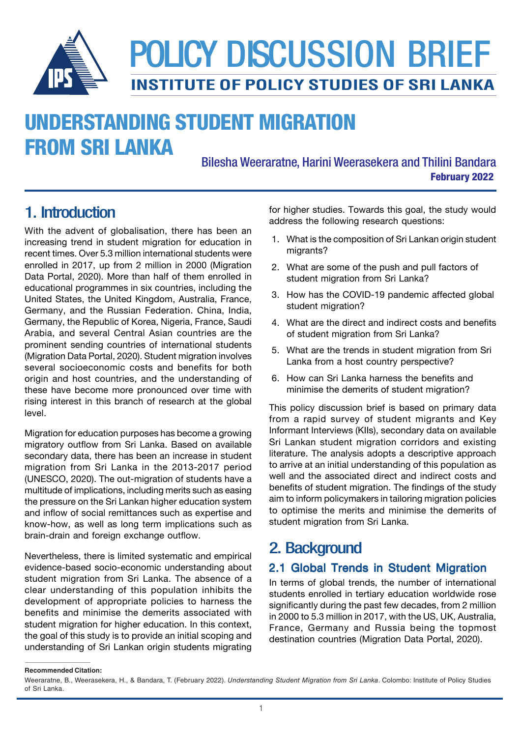# POLICY DISCUSSION BRIEF

**INSTITUTE OF POLICY STUDIES OF SRI LANKA**

# UNDERSTANDING STUDENT MIGRATION FROM SRI LANKA

Bilesha Weeraratne, Harini Weerasekera and Thilini Bandara

**February 2022**

## 1. Introduction

With the advent of globalisation, there has been an increasing trend in student migration for education in recent times. Over 5.3 million international students were enrolled in 2017, up from 2 million in 2000 (Migration Data Portal, 2020). More than half of them enrolled in educational programmes in six countries, including the United States, the United Kingdom, Australia, France, Germany, and the Russian Federation. China, India, Germany, the Republic of Korea, Nigeria, France, Saudi Arabia, and several Central Asian countries are the prominent sending countries of international students (Migration Data Portal, 2020). Student migration involves several socioeconomic costs and benefits for both origin and host countries, and the understanding of these have become more pronounced over time with rising interest in this branch of research at the global level.

Migration for education purposes has become a growing migratory outflow from Sri Lanka. Based on available secondary data, there has been an increase in student migration from Sri Lanka in the 2013-2017 period (UNESCO, 2020). The out-migration of students have a multitude of implications, including merits such as easing the pressure on the Sri Lankan higher education system and inflow of social remittances such as expertise and know-how, as well as long term implications such as brain-drain and foreign exchange outflow.

Nevertheless, there is limited systematic and empirical evidence-based socio-economic understanding about student migration from Sri Lanka. The absence of a clear understanding of this population inhibits the development of appropriate policies to harness the benefits and minimise the demerits associated with student migration for higher education. In this context, the goal of this study is to provide an initial scoping and understanding of Sri Lankan origin students migrating for higher studies. Towards this goal, the study would address the following research questions:

1. What is the composition of Sri Lankan origin student migrants?
2. What are some of the push and pull factors of student migration from Sri Lanka?
3. How has the COVID-19 pandemic affected global student migration?
4. What are the direct and indirect costs and benefits of student migration from Sri Lanka?
5. What are the trends in student migration from Sri Lanka from a host country perspective?
6. How can Sri Lanka harness the benefits and minimise the demerits of student migration?

This policy discussion brief is based on primary data from a rapid survey of student migrants and Key Informant Interviews (KIIs), secondary data on available Sri Lankan student migration corridors and existing literature. The analysis adopts a descriptive approach to arrive at an initial understanding of this population as well and the associated direct and indirect costs and benefits of student migration. The findings of the study aim to inform policymakers in tailoring migration policies to optimise the merits and minimise the demerits of student migration from Sri Lanka.

## 2. Background

### 2.1 Global Trends in Student Migration

In terms of global trends, the number of international students enrolled in tertiary education worldwide rose significantly during the past few decades, from 2 million in 2000 to 5.3 million in 2017, with the US, UK, Australia, France, Germany and Russia being the topmost destination countries (Migration Data Portal, 2020).

**Recommended Citation:**

Weeraratne, B., Weerasekera, H., & Bandara, T. (February 2022). *Understanding Student Migration from Sri Lanka*. Colombo: Institute of Policy Studies of Sri Lanka.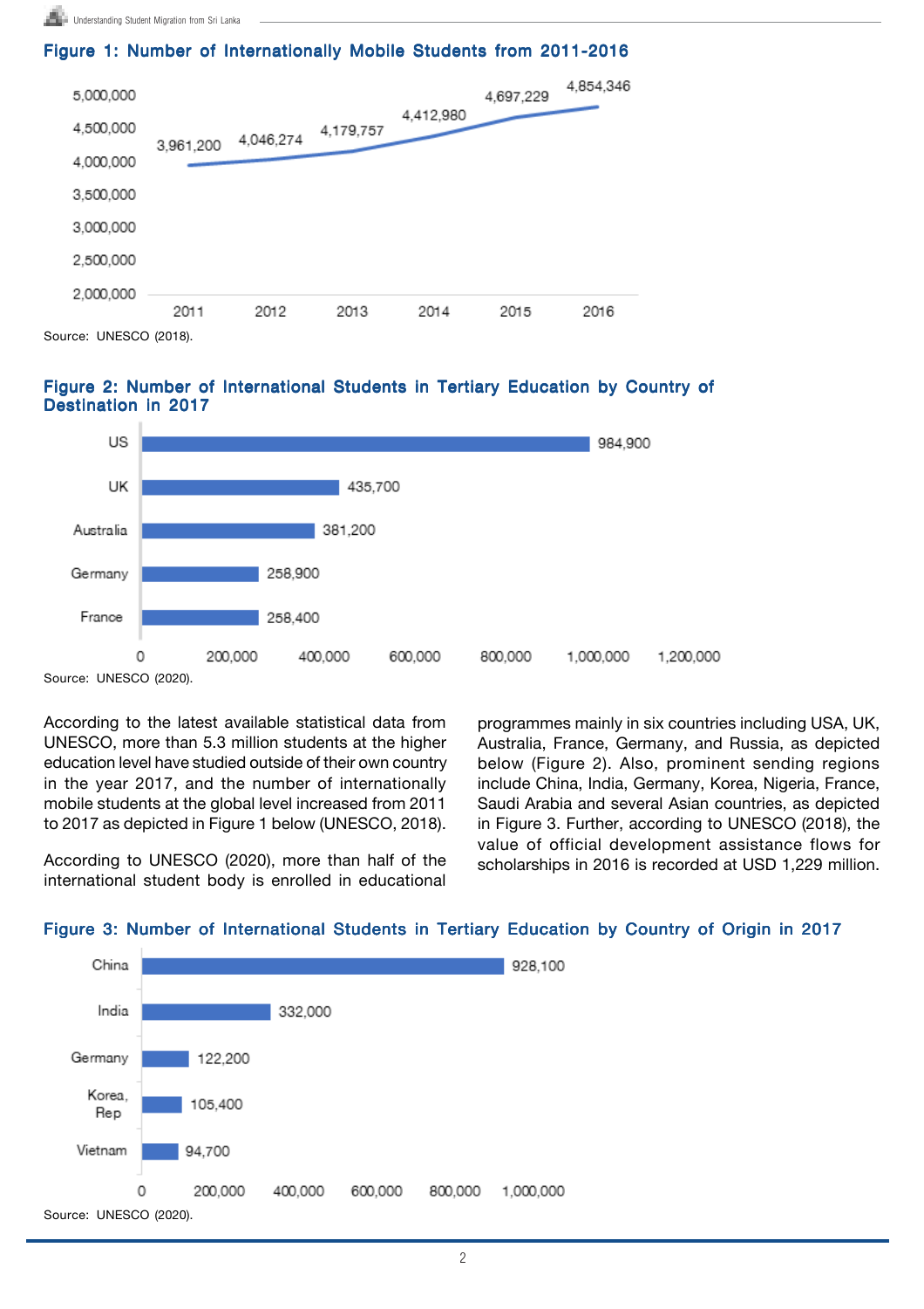**Figure 1: Number of Internationally Mobile Students from 2011-2016**

| Year | Number of students |
|---|---|
| 2011 | 3,961,200 |
| 2012 | 4,046,274 |
| 2013 | 4,179,757 |
| 2014 | 4,412,980 |
| 2015 | 4,697,229 |
| 2016 | 4,854,346 |

Source: UNESCO (2018).

**Figure 2: Number of International Students in Tertiary Education by Country of Destination in 2017**

| Country | Number of students |
|---|---|
| US | 984,900 |
| UK | 435,700 |
| Australia | 381,200 |
| Germany | 258,900 |
| France | 258,400 |

Source: UNESCO (2020).

According to the latest available statistical data from UNESCO, more than 5.3 million students at the higher education level have studied outside of their own country in the year 2017, and the number of internationally mobile students at the global level increased from 2011 to 2017 as depicted in Figure 1 below (UNESCO, 2018).

According to UNESCO (2020), more than half of the international student body is enrolled in educational programmes mainly in six countries including USA, UK, Australia, France, Germany, and Russia, as depicted below (Figure 2). Also, prominent sending regions include China, India, Germany, Korea, Nigeria, France, Saudi Arabia and several Asian countries, as depicted in Figure 3. Further, according to UNESCO (2018), the value of official development assistance flows for scholarships in 2016 is recorded at USD 1,229 million.

**Figure 3: Number of International Students in Tertiary Education by Country of Origin in 2017**

| Country | Number of students |
|---|---|
| China | 928,100 |
| India | 332,000 |
| Germany | 122,200 |
| Korea, Rep | 105,400 |
| Vietnam | 94,700 |

Source: UNESCO (2020).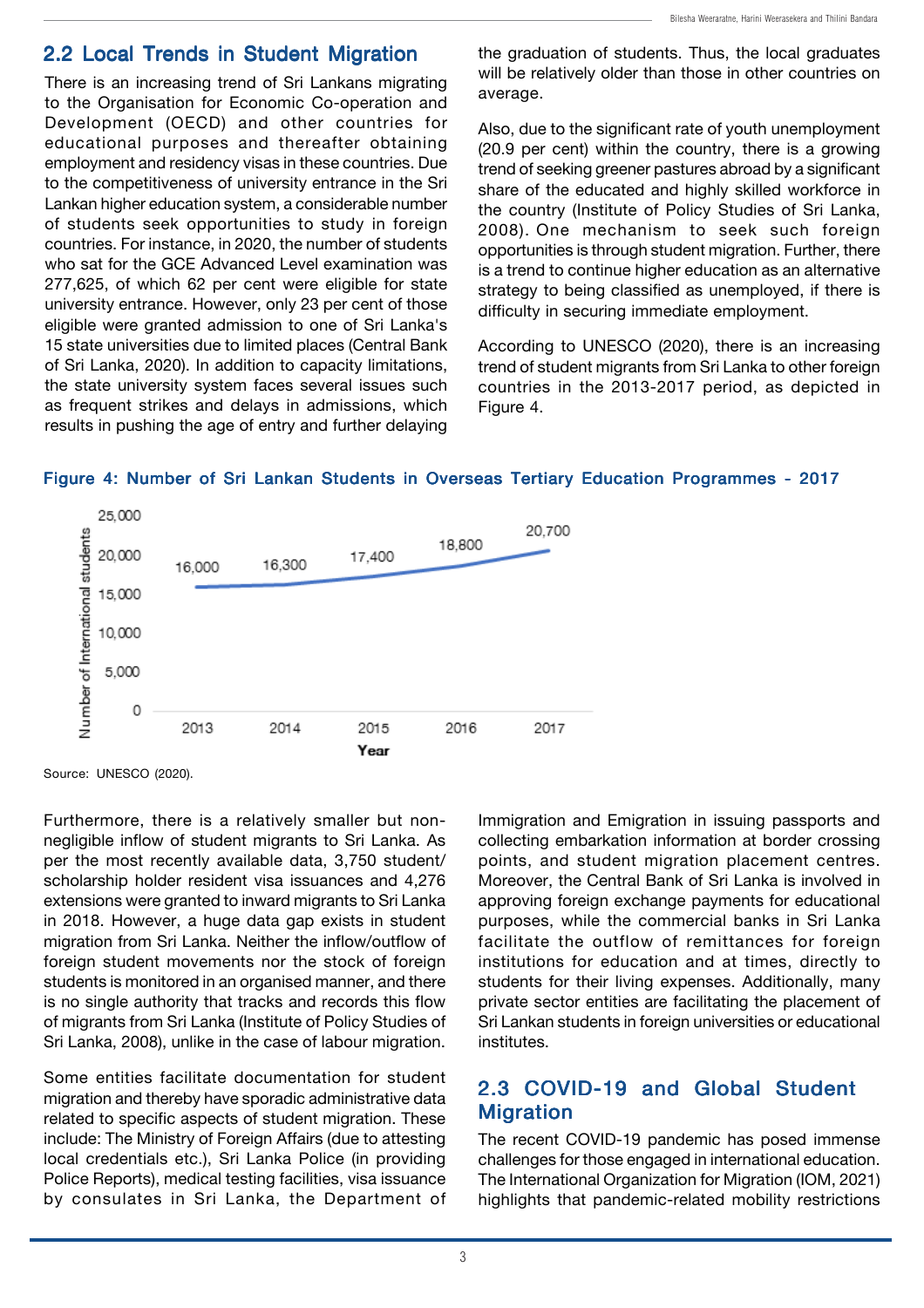## 2.2 Local Trends in Student Migration

There is an increasing trend of Sri Lankans migrating to the Organisation for Economic Co-operation and Development (OECD) and other countries for educational purposes and thereafter obtaining employment and residency visas in these countries. Due to the competitiveness of university entrance in the Sri Lankan higher education system, a considerable number of students seek opportunities to study in foreign countries. For instance, in 2020, the number of students who sat for the GCE Advanced Level examination was 277,625, of which 62 per cent were eligible for state university entrance. However, only 23 per cent of those eligible were granted admission to one of Sri Lanka's 15 state universities due to limited places (Central Bank of Sri Lanka, 2020). In addition to capacity limitations, the state university system faces several issues such as frequent strikes and delays in admissions, which results in pushing the age of entry and further delaying the graduation of students. Thus, the local graduates will be relatively older than those in other countries on average.

Also, due to the significant rate of youth unemployment (20.9 per cent) within the country, there is a growing trend of seeking greener pastures abroad by a significant share of the educated and highly skilled workforce in the country (Institute of Policy Studies of Sri Lanka, 2008). One mechanism to seek such foreign opportunities is through student migration. Further, there is a trend to continue higher education as an alternative strategy to being classified as unemployed, if there is difficulty in securing immediate employment.

According to UNESCO (2020), there is an increasing trend of student migrants from Sri Lanka to other foreign countries in the 2013-2017 period, as depicted in Figure 4.

**Figure 4: Number of Sri Lankan Students in Overseas Tertiary Education Programmes - 2017**

| Year | Number of International students |
|---|---|
| 2013 | 16,000 |
| 2014 | 16,300 |
| 2015 | 17,400 |
| 2016 | 18,800 |
| 2017 | 20,700 |

Source: UNESCO (2020).

Furthermore, there is a relatively smaller but non-negligible inflow of student migrants to Sri Lanka. As per the most recently available data, 3,750 student/scholarship holder resident visa issuances and 4,276 extensions were granted to inward migrants to Sri Lanka in 2018. However, a huge data gap exists in student migration from Sri Lanka. Neither the inflow/outflow of foreign student movements nor the stock of foreign students is monitored in an organised manner, and there is no single authority that tracks and records this flow of migrants from Sri Lanka (Institute of Policy Studies of Sri Lanka, 2008), unlike in the case of labour migration.

Some entities facilitate documentation for student migration and thereby have sporadic administrative data related to specific aspects of student migration. These include: The Ministry of Foreign Affairs (due to attesting local credentials etc.), Sri Lanka Police (in providing Police Reports), medical testing facilities, visa issuance by consulates in Sri Lanka, the Department of Immigration and Emigration in issuing passports and collecting embarkation information at border crossing points, and student migration placement centres. Moreover, the Central Bank of Sri Lanka is involved in approving foreign exchange payments for educational purposes, while the commercial banks in Sri Lanka facilitate the outflow of remittances for foreign institutions for education and at times, directly to students for their living expenses. Additionally, many private sector entities are facilitating the placement of Sri Lankan students in foreign universities or educational institutes.

## 2.3 COVID-19 and Global Student Migration

The recent COVID-19 pandemic has posed immense challenges for those engaged in international education. The International Organization for Migration (IOM, 2021) highlights that pandemic-related mobility restrictions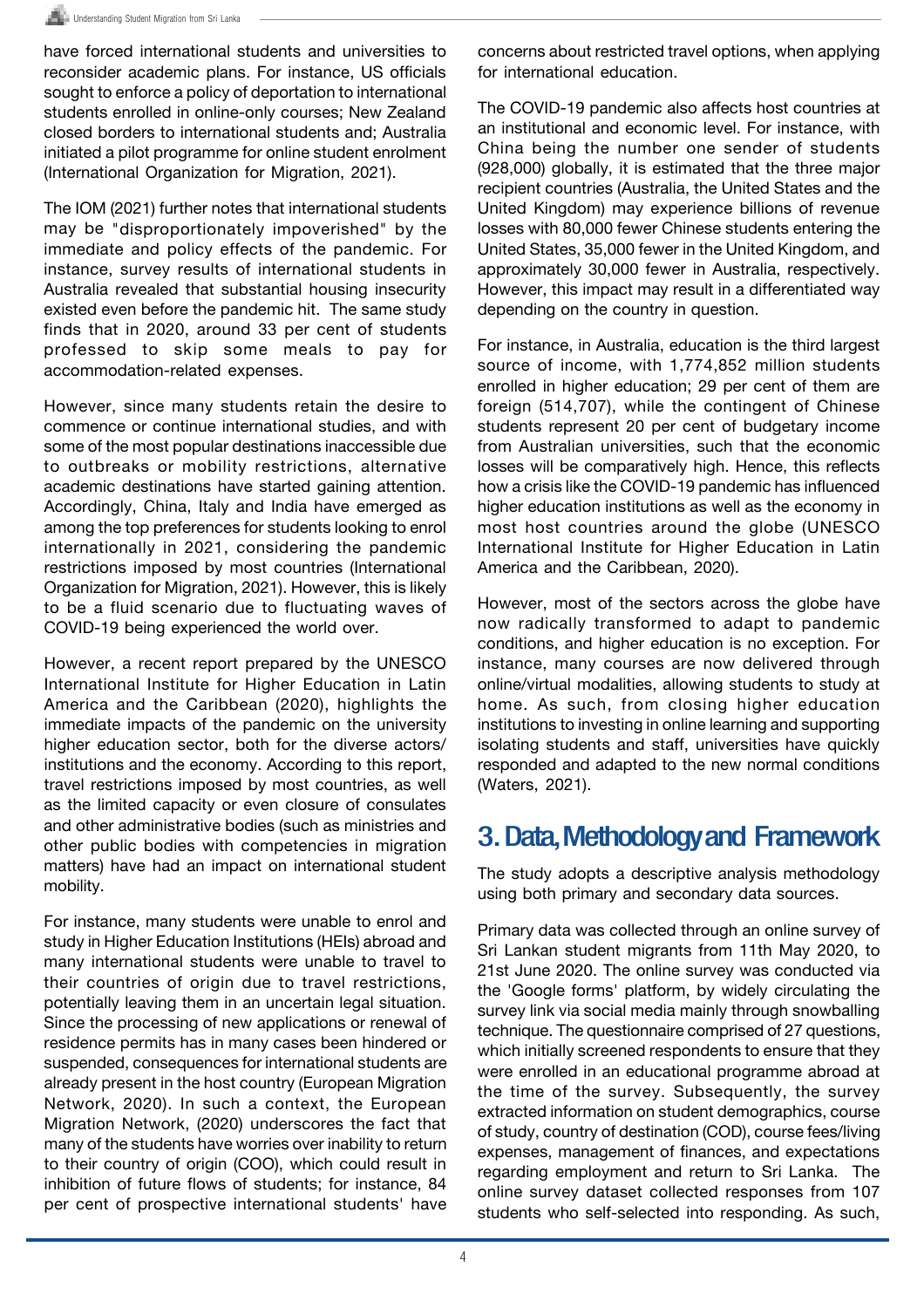have forced international students and universities to reconsider academic plans. For instance, US officials sought to enforce a policy of deportation to international students enrolled in online-only courses; New Zealand closed borders to international students and; Australia initiated a pilot programme for online student enrolment (International Organization for Migration, 2021).

The IOM (2021) further notes that international students may be "disproportionately impoverished" by the immediate and policy effects of the pandemic. For instance, survey results of international students in Australia revealed that substantial housing insecurity existed even before the pandemic hit. The same study finds that in 2020, around 33 per cent of students professed to skip some meals to pay for accommodation-related expenses.

However, since many students retain the desire to commence or continue international studies, and with some of the most popular destinations inaccessible due to outbreaks or mobility restrictions, alternative academic destinations have started gaining attention. Accordingly, China, Italy and India have emerged as among the top preferences for students looking to enrol internationally in 2021, considering the pandemic restrictions imposed by most countries (International Organization for Migration, 2021). However, this is likely to be a fluid scenario due to fluctuating waves of COVID-19 being experienced the world over.

However, a recent report prepared by the UNESCO International Institute for Higher Education in Latin America and the Caribbean (2020), highlights the immediate impacts of the pandemic on the university higher education sector, both for the diverse actors/institutions and the economy. According to this report, travel restrictions imposed by most countries, as well as the limited capacity or even closure of consulates and other administrative bodies (such as ministries and other public bodies with competencies in migration matters) have had an impact on international student mobility.

For instance, many students were unable to enrol and study in Higher Education Institutions (HEIs) abroad and many international students were unable to travel to their countries of origin due to travel restrictions, potentially leaving them in an uncertain legal situation. Since the processing of new applications or renewal of residence permits has in many cases been hindered or suspended, consequences for international students are already present in the host country (European Migration Network, 2020). In such a context, the European Migration Network, (2020) underscores the fact that many of the students have worries over inability to return to their country of origin (COO), which could result in inhibition of future flows of students; for instance, 84 per cent of prospective international students' have concerns about restricted travel options, when applying for international education.

The COVID-19 pandemic also affects host countries at an institutional and economic level. For instance, with China being the number one sender of students (928,000) globally, it is estimated that the three major recipient countries (Australia, the United States and the United Kingdom) may experience billions of revenue losses with 80,000 fewer Chinese students entering the United States, 35,000 fewer in the United Kingdom, and approximately 30,000 fewer in Australia, respectively. However, this impact may result in a differentiated way depending on the country in question.

For instance, in Australia, education is the third largest source of income, with 1,774,852 million students enrolled in higher education; 29 per cent of them are foreign (514,707), while the contingent of Chinese students represent 20 per cent of budgetary income from Australian universities, such that the economic losses will be comparatively high. Hence, this reflects how a crisis like the COVID-19 pandemic has influenced higher education institutions as well as the economy in most host countries around the globe (UNESCO International Institute for Higher Education in Latin America and the Caribbean, 2020).

However, most of the sectors across the globe have now radically transformed to adapt to pandemic conditions, and higher education is no exception. For instance, many courses are now delivered through online/virtual modalities, allowing students to study at home. As such, from closing higher education institutions to investing in online learning and supporting isolating students and staff, universities have quickly responded and adapted to the new normal conditions (Waters, 2021).

## 3. Data, Methodology and Framework

The study adopts a descriptive analysis methodology using both primary and secondary data sources.

Primary data was collected through an online survey of Sri Lankan student migrants from 11th May 2020, to 21st June 2020. The online survey was conducted via the 'Google forms' platform, by widely circulating the survey link via social media mainly through snowballing technique. The questionnaire comprised of 27 questions, which initially screened respondents to ensure that they were enrolled in an educational programme abroad at the time of the survey. Subsequently, the survey extracted information on student demographics, course of study, country of destination (COD), course fees/living expenses, management of finances, and expectations regarding employment and return to Sri Lanka. The online survey dataset collected responses from 107 students who self-selected into responding. As such,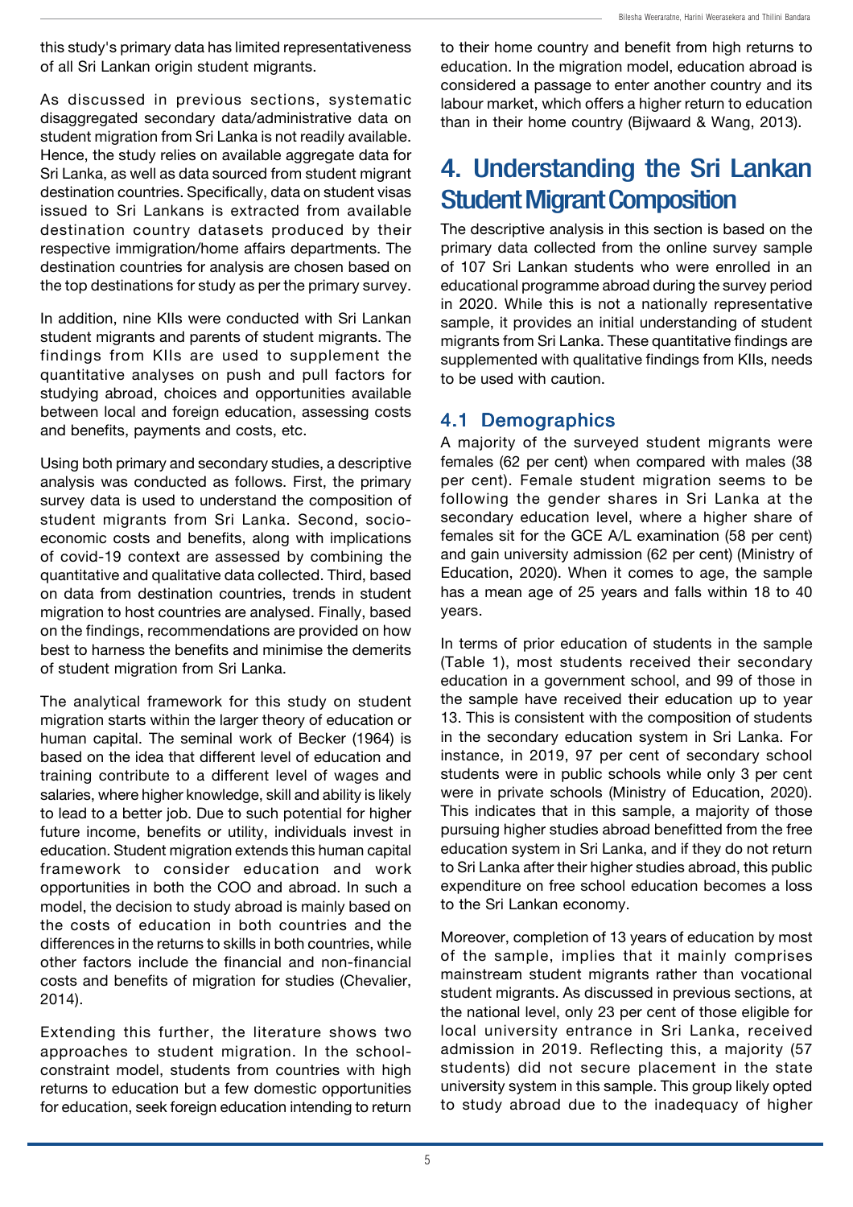this study's primary data has limited representativeness of all Sri Lankan origin student migrants.

As discussed in previous sections, systematic disaggregated secondary data/administrative data on student migration from Sri Lanka is not readily available. Hence, the study relies on available aggregate data for Sri Lanka, as well as data sourced from student migrant destination countries. Specifically, data on student visas issued to Sri Lankans is extracted from available destination country datasets produced by their respective immigration/home affairs departments. The destination countries for analysis are chosen based on the top destinations for study as per the primary survey.

In addition, nine KIIs were conducted with Sri Lankan student migrants and parents of student migrants. The findings from KIIs are used to supplement the quantitative analyses on push and pull factors for studying abroad, choices and opportunities available between local and foreign education, assessing costs and benefits, payments and costs, etc.

Using both primary and secondary studies, a descriptive analysis was conducted as follows. First, the primary survey data is used to understand the composition of student migrants from Sri Lanka. Second, socio-economic costs and benefits, along with implications of covid-19 context are assessed by combining the quantitative and qualitative data collected. Third, based on data from destination countries, trends in student migration to host countries are analysed. Finally, based on the findings, recommendations are provided on how best to harness the benefits and minimise the demerits of student migration from Sri Lanka.

The analytical framework for this study on student migration starts within the larger theory of education or human capital. The seminal work of Becker (1964) is based on the idea that different level of education and training contribute to a different level of wages and salaries, where higher knowledge, skill and ability is likely to lead to a better job. Due to such potential for higher future income, benefits or utility, individuals invest in education. Student migration extends this human capital framework to consider education and work opportunities in both the COO and abroad. In such a model, the decision to study abroad is mainly based on the costs of education in both countries and the differences in the returns to skills in both countries, while other factors include the financial and non-financial costs and benefits of migration for studies (Chevalier, 2014).

Extending this further, the literature shows two approaches to student migration. In the school-constraint model, students from countries with high returns to education but a few domestic opportunities for education, seek foreign education intending to return to their home country and benefit from high returns to education. In the migration model, education abroad is considered a passage to enter another country and its labour market, which offers a higher return to education than in their home country (Bijwaard & Wang, 2013).

# 4. Understanding the Sri Lankan Student Migrant Composition

The descriptive analysis in this section is based on the primary data collected from the online survey sample of 107 Sri Lankan students who were enrolled in an educational programme abroad during the survey period in 2020. While this is not a nationally representative sample, it provides an initial understanding of student migrants from Sri Lanka. These quantitative findings are supplemented with qualitative findings from KIIs, needs to be used with caution.

## 4.1 Demographics

A majority of the surveyed student migrants were females (62 per cent) when compared with males (38 per cent). Female student migration seems to be following the gender shares in Sri Lanka at the secondary education level, where a higher share of females sit for the GCE A/L examination (58 per cent) and gain university admission (62 per cent) (Ministry of Education, 2020). When it comes to age, the sample has a mean age of 25 years and falls within 18 to 40 years.

In terms of prior education of students in the sample (Table 1), most students received their secondary education in a government school, and 99 of those in the sample have received their education up to year 13. This is consistent with the composition of students in the secondary education system in Sri Lanka. For instance, in 2019, 97 per cent of secondary school students were in public schools while only 3 per cent were in private schools (Ministry of Education, 2020). This indicates that in this sample, a majority of those pursuing higher studies abroad benefitted from the free education system in Sri Lanka, and if they do not return to Sri Lanka after their higher studies abroad, this public expenditure on free school education becomes a loss to the Sri Lankan economy.

Moreover, completion of 13 years of education by most of the sample, implies that it mainly comprises mainstream student migrants rather than vocational student migrants. As discussed in previous sections, at the national level, only 23 per cent of those eligible for local university entrance in Sri Lanka, received admission in 2019. Reflecting this, a majority (57 students) did not secure placement in the state university system in this sample. This group likely opted to study abroad due to the inadequacy of higher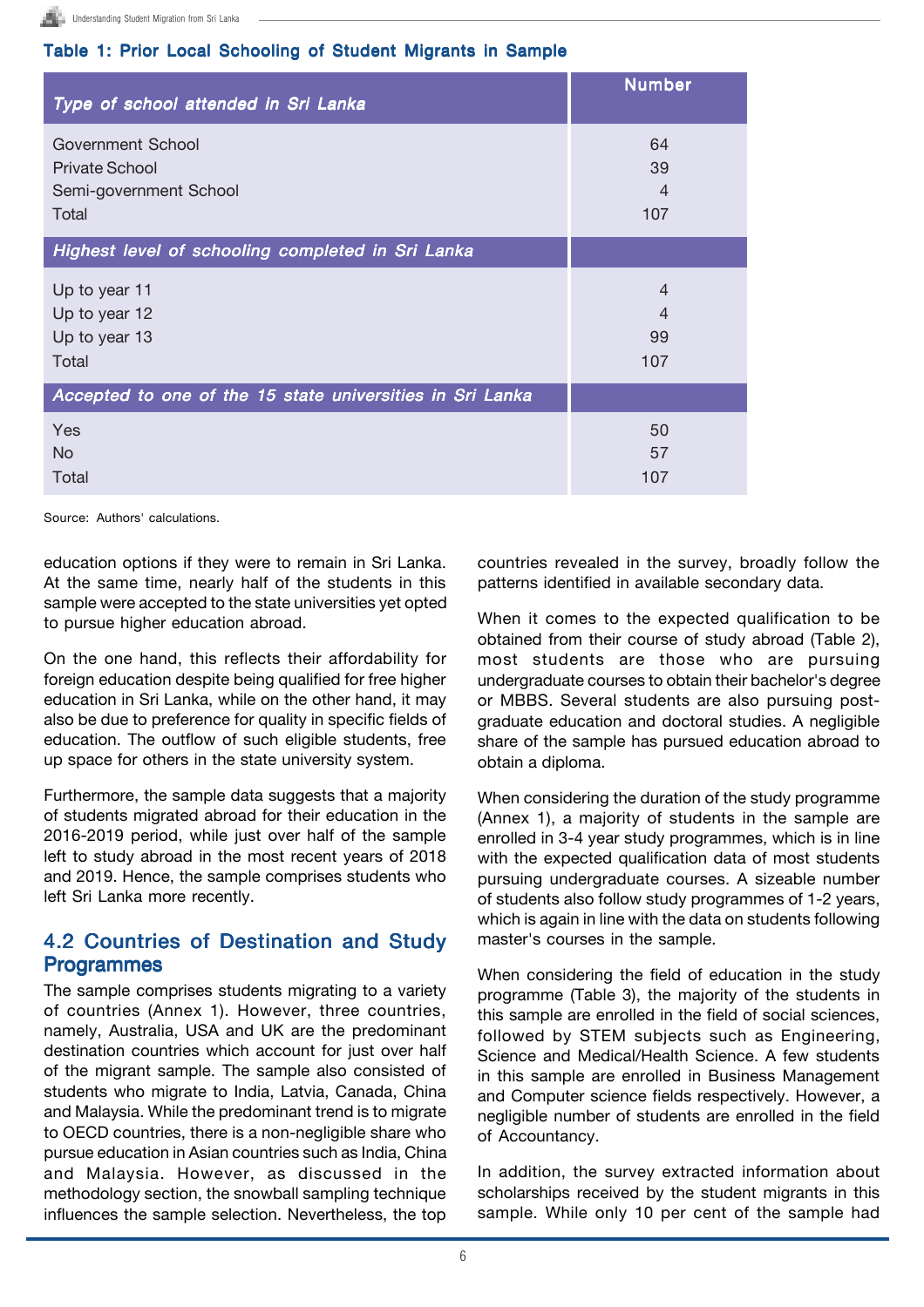**Table 1: Prior Local Schooling of Student Migrants in Sample**

| *Type of school attended in Sri Lanka* | Number |
|---|---|
| Government School | 64 |
| Private School | 39 |
| Semi-government School | 4 |
| Total | 107 |
| ***Highest level of schooling completed in Sri Lanka*** | |
| Up to year 11 | 4 |
| Up to year 12 | 4 |
| Up to year 13 | 99 |
| Total | 107 |
| ***Accepted to one of the 15 state universities in Sri Lanka*** | |
| Yes | 50 |
| No | 57 |
| Total | 107 |

Source: Authors' calculations.

education options if they were to remain in Sri Lanka. At the same time, nearly half of the students in this sample were accepted to the state universities yet opted to pursue higher education abroad.

On the one hand, this reflects their affordability for foreign education despite being qualified for free higher education in Sri Lanka, while on the other hand, it may also be due to preference for quality in specific fields of education. The outflow of such eligible students, free up space for others in the state university system.

Furthermore, the sample data suggests that a majority of students migrated abroad for their education in the 2016-2019 period, while just over half of the sample left to study abroad in the most recent years of 2018 and 2019. Hence, the sample comprises students who left Sri Lanka more recently.

## 4.2 Countries of Destination and Study Programmes

The sample comprises students migrating to a variety of countries (Annex 1). However, three countries, namely, Australia, USA and UK are the predominant destination countries which account for just over half of the migrant sample. The sample also consisted of students who migrate to India, Latvia, Canada, China and Malaysia. While the predominant trend is to migrate to OECD countries, there is a non-negligible share who pursue education in Asian countries such as India, China and Malaysia. However, as discussed in the methodology section, the snowball sampling technique influences the sample selection. Nevertheless, the top countries revealed in the survey, broadly follow the patterns identified in available secondary data.

When it comes to the expected qualification to be obtained from their course of study abroad (Table 2), most students are those who are pursuing undergraduate courses to obtain their bachelor's degree or MBBS. Several students are also pursuing post-graduate education and doctoral studies. A negligible share of the sample has pursued education abroad to obtain a diploma.

When considering the duration of the study programme (Annex 1), a majority of students in the sample are enrolled in 3-4 year study programmes, which is in line with the expected qualification data of most students pursuing undergraduate courses. A sizeable number of students also follow study programmes of 1-2 years, which is again in line with the data on students following master's courses in the sample.

When considering the field of education in the study programme (Table 3), the majority of the students in this sample are enrolled in the field of social sciences, followed by STEM subjects such as Engineering, Science and Medical/Health Science. A few students in this sample are enrolled in Business Management and Computer science fields respectively. However, a negligible number of students are enrolled in the field of Accountancy.

In addition, the survey extracted information about scholarships received by the student migrants in this sample. While only 10 per cent of the sample had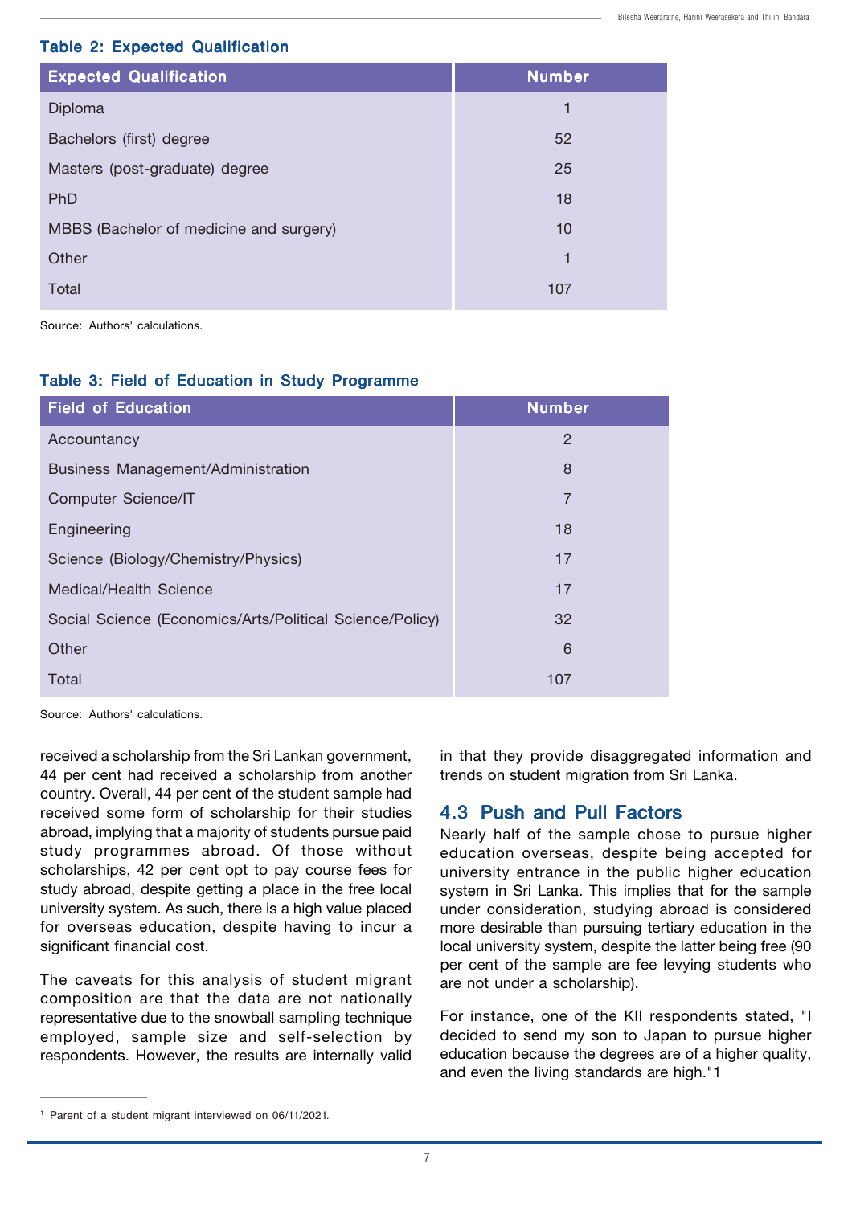**Table 2: Expected Qualification**

| Expected Qualification | Number |
|---|---|
| Diploma | 1 |
| Bachelors (first) degree | 52 |
| Masters (post-graduate) degree | 25 |
| PhD | 18 |
| MBBS (Bachelor of medicine and surgery) | 10 |
| Other | 1 |
| Total | 107 |

Source: Authors' calculations.

**Table 3: Field of Education in Study Programme**

| Field of Education | Number |
|---|---|
| Accountancy | 2 |
| Business Management/Administration | 8 |
| Computer Science/IT | 7 |
| Engineering | 18 |
| Science (Biology/Chemistry/Physics) | 17 |
| Medical/Health Science | 17 |
| Social Science (Economics/Arts/Political Science/Policy) | 32 |
| Other | 6 |
| Total | 107 |

Source: Authors' calculations.

received a scholarship from the Sri Lankan government, 44 per cent had received a scholarship from another country. Overall, 44 per cent of the student sample had received some form of scholarship for their studies abroad, implying that a majority of students pursue paid study programmes abroad. Of those without scholarships, 42 per cent opt to pay course fees for study abroad, despite getting a place in the free local university system. As such, there is a high value placed for overseas education, despite having to incur a significant financial cost.

The caveats for this analysis of student migrant composition are that the data are not nationally representative due to the snowball sampling technique employed, sample size and self-selection by respondents. However, the results are internally valid in that they provide disaggregated information and trends on student migration from Sri Lanka.

## 4.3 Push and Pull Factors

Nearly half of the sample chose to pursue higher education overseas, despite being accepted for university entrance in the public higher education system in Sri Lanka. This implies that for the sample under consideration, studying abroad is considered more desirable than pursuing tertiary education in the local university system, despite the latter being free (90 per cent of the sample are fee levying students who are not under a scholarship).

For instance, one of the KII respondents stated, "I decided to send my son to Japan to pursue higher education because the degrees are of a higher quality, and even the living standards are high."[1]

[1] Parent of a student migrant interviewed on 06/11/2021.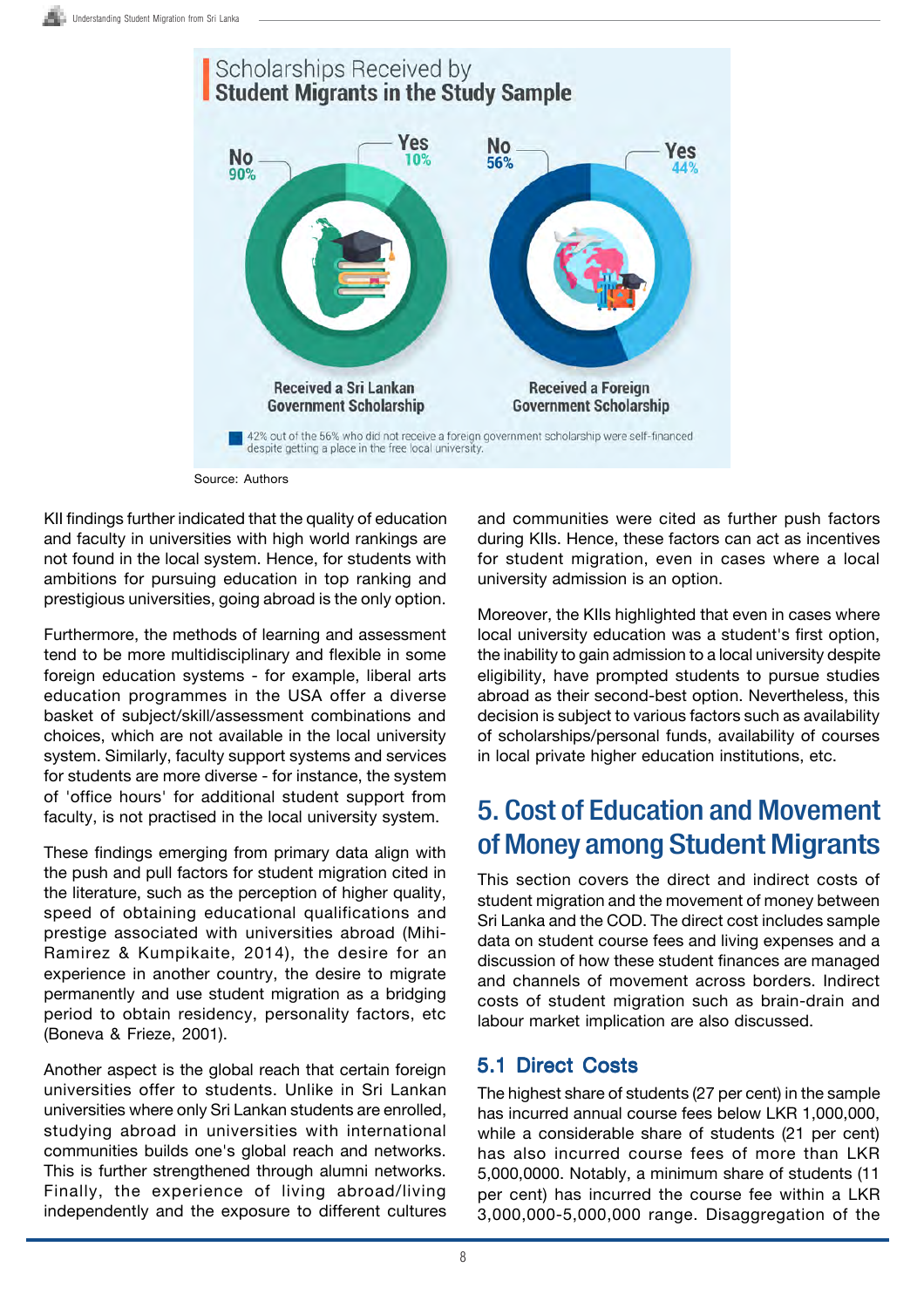## Scholarships Received by Student Migrants in the Study Sample

| Received a Sri Lankan Government Scholarship | |
|---|---|
| No | 90% |
| Yes | 10% |

| Received a Foreign Government Scholarship | |
|---|---|
| No | 56% |
| Yes | 44% |

42% out of the 56% who did not receive a foreign government scholarship were self-financed despite getting a place in the free local university.

Source: Authors

KII findings further indicated that the quality of education and faculty in universities with high world rankings are not found in the local system. Hence, for students with ambitions for pursuing education in top ranking and prestigious universities, going abroad is the only option.

Furthermore, the methods of learning and assessment tend to be more multidisciplinary and flexible in some foreign education systems - for example, liberal arts education programmes in the USA offer a diverse basket of subject/skill/assessment combinations and choices, which are not available in the local university system. Similarly, faculty support systems and services for students are more diverse - for instance, the system of 'office hours' for additional student support from faculty, is not practised in the local university system.

These findings emerging from primary data align with the push and pull factors for student migration cited in the literature, such as the perception of higher quality, speed of obtaining educational qualifications and prestige associated with universities abroad (Mihi-Ramirez & Kumpikaite, 2014), the desire for an experience in another country, the desire to migrate permanently and use student migration as a bridging period to obtain residency, personality factors, etc (Boneva & Frieze, 2001).

Another aspect is the global reach that certain foreign universities offer to students. Unlike in Sri Lankan universities where only Sri Lankan students are enrolled, studying abroad in universities with international communities builds one's global reach and networks. This is further strengthened through alumni networks. Finally, the experience of living abroad/living independently and the exposure to different cultures and communities were cited as further push factors during KIIs. Hence, these factors can act as incentives for student migration, even in cases where a local university admission is an option.

Moreover, the KIIs highlighted that even in cases where local university education was a student's first option, the inability to gain admission to a local university despite eligibility, have prompted students to pursue studies abroad as their second-best option. Nevertheless, this decision is subject to various factors such as availability of scholarships/personal funds, availability of courses in local private higher education institutions, etc.

# 5. Cost of Education and Movement of Money among Student Migrants

This section covers the direct and indirect costs of student migration and the movement of money between Sri Lanka and the COD. The direct cost includes sample data on student course fees and living expenses and a discussion of how these student finances are managed and channels of movement across borders. Indirect costs of student migration such as brain-drain and labour market implication are also discussed.

## 5.1 Direct Costs

The highest share of students (27 per cent) in the sample has incurred annual course fees below LKR 1,000,000, while a considerable share of students (21 per cent) has also incurred course fees of more than LKR 5,000,0000. Notably, a minimum share of students (11 per cent) has incurred the course fee within a LKR 3,000,000-5,000,000 range. Disaggregation of the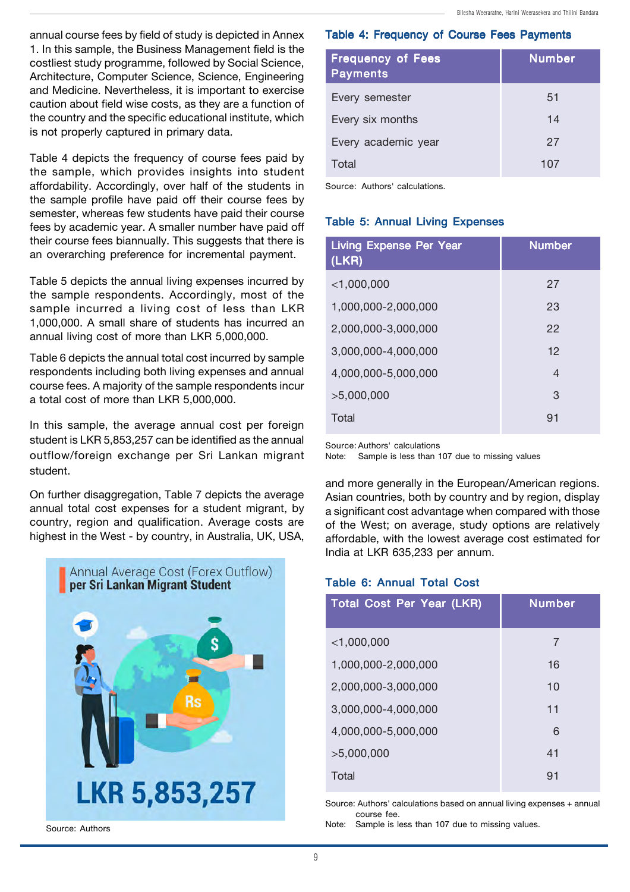annual course fees by field of study is depicted in Annex 1. In this sample, the Business Management field is the costliest study programme, followed by Social Science, Architecture, Computer Science, Science, Engineering and Medicine. Nevertheless, it is important to exercise caution about field wise costs, as they are a function of the country and the specific educational institute, which is not properly captured in primary data.

Table 4 depicts the frequency of course fees paid by the sample, which provides insights into student affordability. Accordingly, over half of the students in the sample profile have paid off their course fees by semester, whereas few students have paid their course fees by academic year. A smaller number have paid off their course fees biannually. This suggests that there is an overarching preference for incremental payment.

Table 5 depicts the annual living expenses incurred by the sample respondents. Accordingly, most of the sample incurred a living cost of less than LKR 1,000,000. A small share of students has incurred an annual living cost of more than LKR 5,000,000.

Table 6 depicts the annual total cost incurred by sample respondents including both living expenses and annual course fees. A majority of the sample respondents incur a total cost of more than LKR 5,000,000.

In this sample, the average annual cost per foreign student is LKR 5,853,257 can be identified as the annual outflow/foreign exchange per Sri Lankan migrant student.

On further disaggregation, Table 7 depicts the average annual total cost expenses for a student migrant, by country, region and qualification. Average costs are highest in the West - by country, in Australia, UK, USA, and more generally in the European/American regions. Asian countries, both by country and by region, display a significant cost advantage when compared with those of the West; on average, study options are relatively affordable, with the lowest average cost estimated for India at LKR 635,233 per annum.

**Annual Average Cost (Forex Outflow) per Sri Lankan Migrant Student**

**LKR 5,853,257**

Source: Authors

### Table 4: Frequency of Course Fees Payments

| Frequency of Fees Payments | Number |
|---|---|
| Every semester | 51 |
| Every six months | 14 |
| Every academic year | 27 |
| Total | 107 |

Source: Authors' calculations.

### Table 5: Annual Living Expenses

| Living Expense Per Year (LKR) | Number |
|---|---|
| <1,000,000 | 27 |
| 1,000,000-2,000,000 | 23 |
| 2,000,000-3,000,000 | 22 |
| 3,000,000-4,000,000 | 12 |
| 4,000,000-5,000,000 | 4 |
| >5,000,000 | 3 |
| Total | 91 |

Source: Authors' calculations
Note: Sample is less than 107 due to missing values

### Table 6: Annual Total Cost

| Total Cost Per Year (LKR) | Number |
|---|---|
| <1,000,000 | 7 |
| 1,000,000-2,000,000 | 16 |
| 2,000,000-3,000,000 | 10 |
| 3,000,000-4,000,000 | 11 |
| 4,000,000-5,000,000 | 6 |
| >5,000,000 | 41 |
| Total | 91 |

Source: Authors' calculations based on annual living expenses + annual course fee.
Note: Sample is less than 107 due to missing values.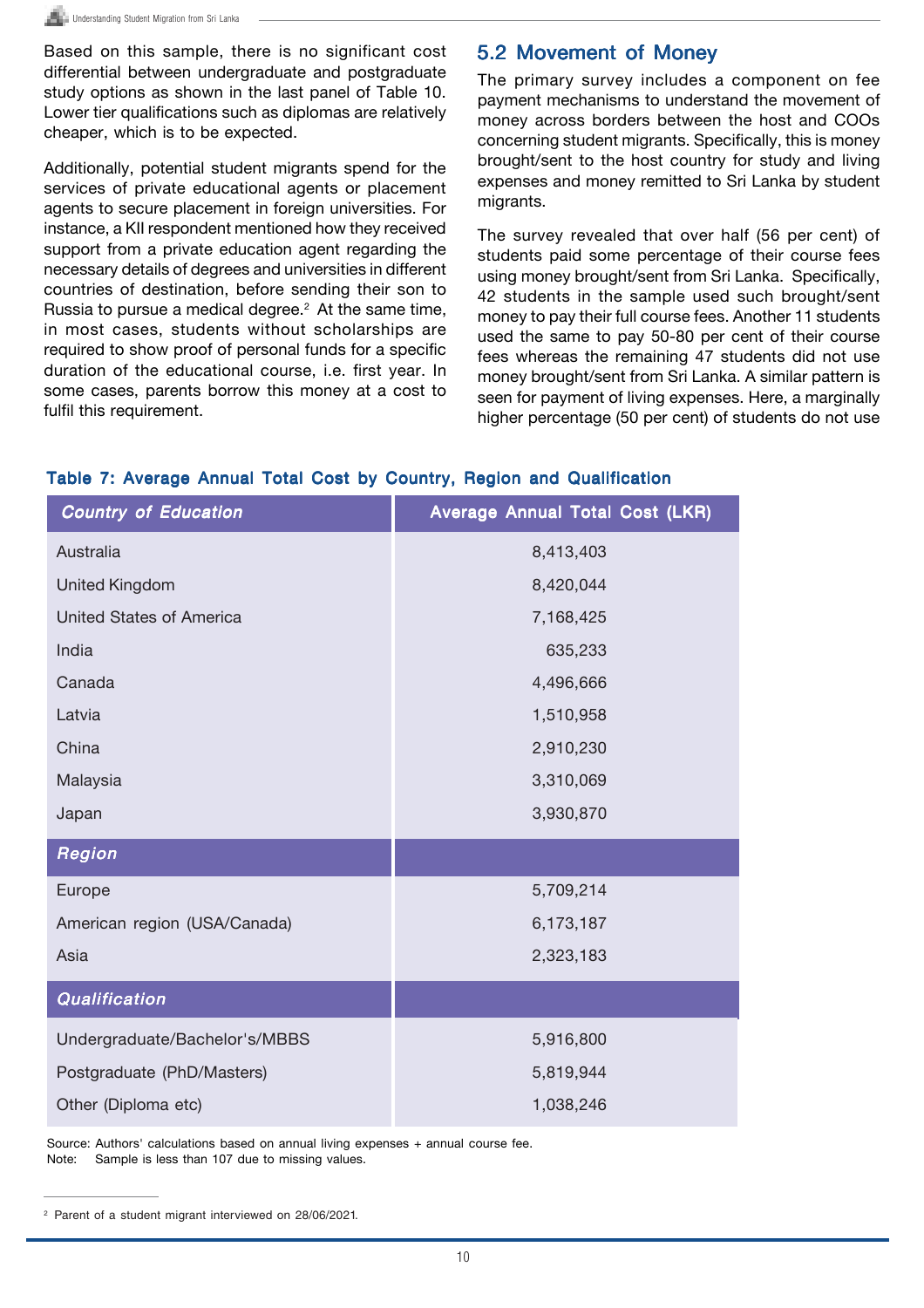Based on this sample, there is no significant cost differential between undergraduate and postgraduate study options as shown in the last panel of Table 10. Lower tier qualifications such as diplomas are relatively cheaper, which is to be expected.

Additionally, potential student migrants spend for the services of private educational agents or placement agents to secure placement in foreign universities. For instance, a KII respondent mentioned how they received support from a private education agent regarding the necessary details of degrees and universities in different countries of destination, before sending their son to Russia to pursue a medical degree.[2] At the same time, in most cases, students without scholarships are required to show proof of personal funds for a specific duration of the educational course, i.e. first year. In some cases, parents borrow this money at a cost to fulfil this requirement.

## 5.2 Movement of Money

The primary survey includes a component on fee payment mechanisms to understand the movement of money across borders between the host and COOs concerning student migrants. Specifically, this is money brought/sent to the host country for study and living expenses and money remitted to Sri Lanka by student migrants.

The survey revealed that over half (56 per cent) of students paid some percentage of their course fees using money brought/sent from Sri Lanka. Specifically, 42 students in the sample used such brought/sent money to pay their full course fees. Another 11 students used the same to pay 50-80 per cent of their course fees whereas the remaining 47 students did not use money brought/sent from Sri Lanka. A similar pattern is seen for payment of living expenses. Here, a marginally higher percentage (50 per cent) of students do not use

**Table 7: Average Annual Total Cost by Country, Region and Qualification**

| *Country of Education* | Average Annual Total Cost (LKR) |
|---|---|
| Australia | 8,413,403 |
| United Kingdom | 8,420,044 |
| United States of America | 7,168,425 |
| India | 635,233 |
| Canada | 4,496,666 |
| Latvia | 1,510,958 |
| China | 2,910,230 |
| Malaysia | 3,310,069 |
| Japan | 3,930,870 |
| ***Region*** | |
| Europe | 5,709,214 |
| American region (USA/Canada) | 6,173,187 |
| Asia | 2,323,183 |
| ***Qualification*** | |
| Undergraduate/Bachelor's/MBBS | 5,916,800 |
| Postgraduate (PhD/Masters) | 5,819,944 |
| Other (Diploma etc) | 1,038,246 |

Source: Authors' calculations based on annual living expenses + annual course fee.
Note: Sample is less than 107 due to missing values.

[2] Parent of a student migrant interviewed on 28/06/2021.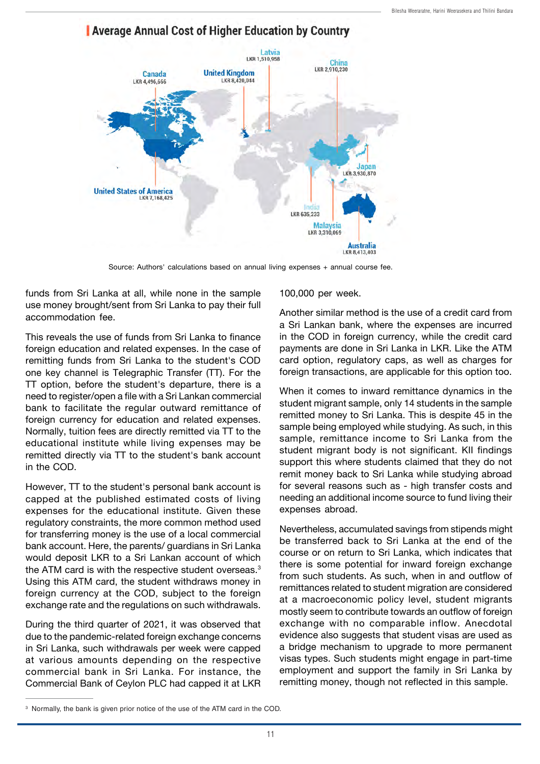## Average Annual Cost of Higher Education by Country

| Country | Average Annual Cost |
| --- | --- |
| Canada | LKR 4,496,666 |
| United Kingdom | LKR 8,420,044 |
| Latvia | LKR 1,510,958 |
| China | LKR 2,910,230 |
| Japan | LKR 3,930,870 |
| United States of America | LKR 7,168,425 |
| India | LKR 635,233 |
| Malaysia | LKR 3,310,069 |
| Australia | LKR 8,413,403 |

Source: Authors' calculations based on annual living expenses + annual course fee.

funds from Sri Lanka at all, while none in the sample use money brought/sent from Sri Lanka to pay their full accommodation fee.

This reveals the use of funds from Sri Lanka to finance foreign education and related expenses. In the case of remitting funds from Sri Lanka to the student's COD one key channel is Telegraphic Transfer (TT). For the TT option, before the student's departure, there is a need to register/open a file with a Sri Lankan commercial bank to facilitate the regular outward remittance of foreign currency for education and related expenses. Normally, tuition fees are directly remitted via TT to the educational institute while living expenses may be remitted directly via TT to the student's bank account in the COD.

However, TT to the student's personal bank account is capped at the published estimated costs of living expenses for the educational institute. Given these regulatory constraints, the more common method used for transferring money is the use of a local commercial bank account. Here, the parents/ guardians in Sri Lanka would deposit LKR to a Sri Lankan account of which the ATM card is with the respective student overseas.[3] Using this ATM card, the student withdraws money in foreign currency at the COD, subject to the foreign exchange rate and the regulations on such withdrawals.

During the third quarter of 2021, it was observed that due to the pandemic-related foreign exchange concerns in Sri Lanka, such withdrawals per week were capped at various amounts depending on the respective commercial bank in Sri Lanka. For instance, the Commercial Bank of Ceylon PLC had capped it at LKR 100,000 per week.

Another similar method is the use of a credit card from a Sri Lankan bank, where the expenses are incurred in the COD in foreign currency, while the credit card payments are done in Sri Lanka in LKR. Like the ATM card option, regulatory caps, as well as charges for foreign transactions, are applicable for this option too.

When it comes to inward remittance dynamics in the student migrant sample, only 14 students in the sample remitted money to Sri Lanka. This is despite 45 in the sample being employed while studying. As such, in this sample, remittance income to Sri Lanka from the student migrant body is not significant. KII findings support this where students claimed that they do not remit money back to Sri Lanka while studying abroad for several reasons such as - high transfer costs and needing an additional income source to fund living their expenses abroad.

Nevertheless, accumulated savings from stipends might be transferred back to Sri Lanka at the end of the course or on return to Sri Lanka, which indicates that there is some potential for inward foreign exchange from such students. As such, when in and outflow of remittances related to student migration are considered at a macroeconomic policy level, student migrants mostly seem to contribute towards an outflow of foreign exchange with no comparable inflow. Anecdotal evidence also suggests that student visas are used as a bridge mechanism to upgrade to more permanent visas types. Such students might engage in part-time employment and support the family in Sri Lanka by remitting money, though not reflected in this sample.

[3] Normally, the bank is given prior notice of the use of the ATM card in the COD.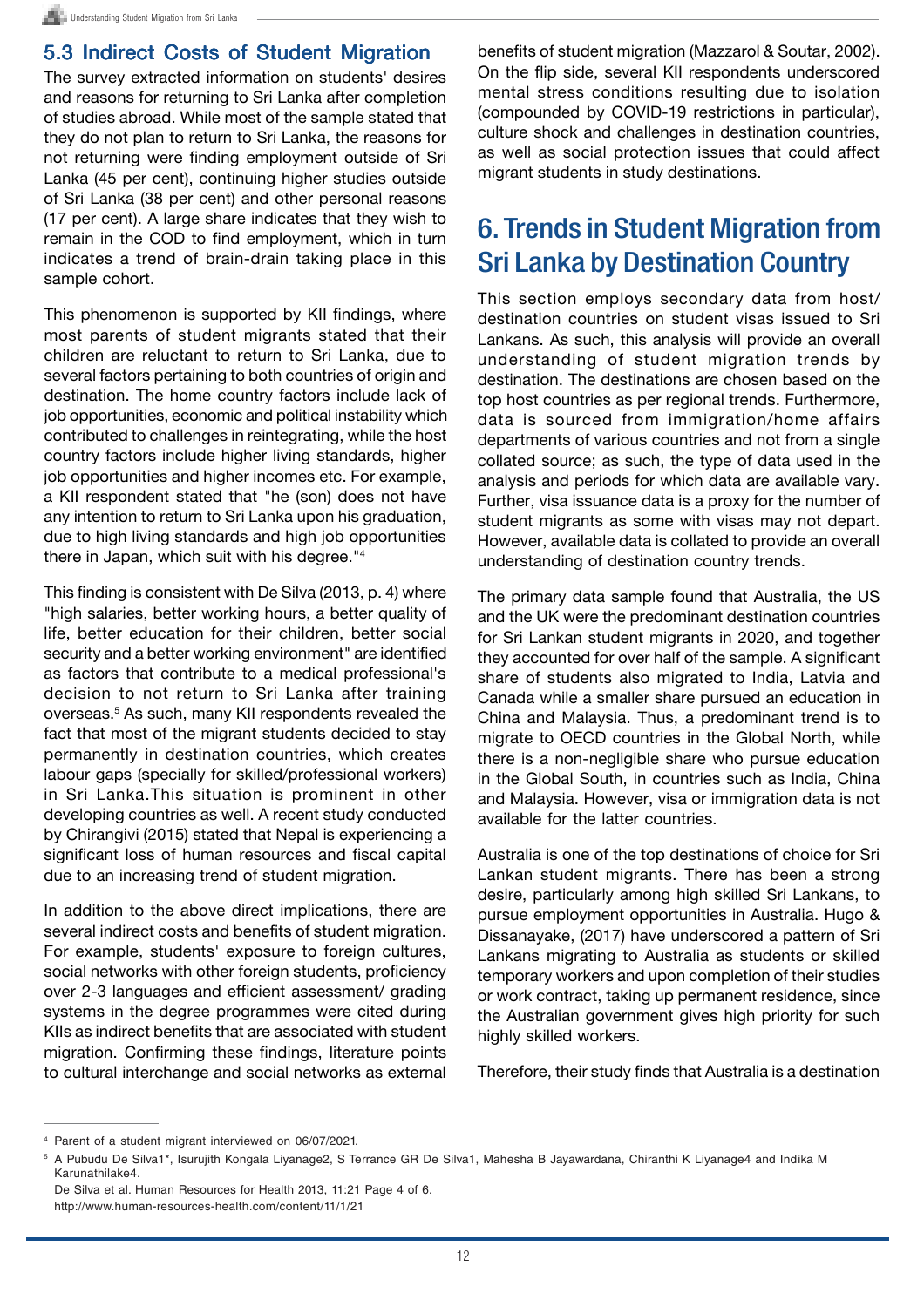### 5.3 Indirect Costs of Student Migration

The survey extracted information on students' desires and reasons for returning to Sri Lanka after completion of studies abroad. While most of the sample stated that they do not plan to return to Sri Lanka, the reasons for not returning were finding employment outside of Sri Lanka (45 per cent), continuing higher studies outside of Sri Lanka (38 per cent) and other personal reasons (17 per cent). A large share indicates that they wish to remain in the COD to find employment, which in turn indicates a trend of brain-drain taking place in this sample cohort.

This phenomenon is supported by KII findings, where most parents of student migrants stated that their children are reluctant to return to Sri Lanka, due to several factors pertaining to both countries of origin and destination. The home country factors include lack of job opportunities, economic and political instability which contributed to challenges in reintegrating, while the host country factors include higher living standards, higher job opportunities and higher incomes etc. For example, a KII respondent stated that "he (son) does not have any intention to return to Sri Lanka upon his graduation, due to high living standards and high job opportunities there in Japan, which suit with his degree."[4]

This finding is consistent with De Silva (2013, p. 4) where "high salaries, better working hours, a better quality of life, better education for their children, better social security and a better working environment" are identified as factors that contribute to a medical professional's decision to not return to Sri Lanka after training overseas.[5] As such, many KII respondents revealed the fact that most of the migrant students decided to stay permanently in destination countries, which creates labour gaps (specially for skilled/professional workers) in Sri Lanka.This situation is prominent in other developing countries as well. A recent study conducted by Chirangivi (2015) stated that Nepal is experiencing a significant loss of human resources and fiscal capital due to an increasing trend of student migration.

In addition to the above direct implications, there are several indirect costs and benefits of student migration. For example, students' exposure to foreign cultures, social networks with other foreign students, proficiency over 2-3 languages and efficient assessment/ grading systems in the degree programmes were cited during KIIs as indirect benefits that are associated with student migration. Confirming these findings, literature points to cultural interchange and social networks as external benefits of student migration (Mazzarol & Soutar, 2002). On the flip side, several KII respondents underscored mental stress conditions resulting due to isolation (compounded by COVID-19 restrictions in particular), culture shock and challenges in destination countries, as well as social protection issues that could affect migrant students in study destinations.

## 6. Trends in Student Migration from Sri Lanka by Destination Country

This section employs secondary data from host/ destination countries on student visas issued to Sri Lankans. As such, this analysis will provide an overall understanding of student migration trends by destination. The destinations are chosen based on the top host countries as per regional trends. Furthermore, data is sourced from immigration/home affairs departments of various countries and not from a single collated source; as such, the type of data used in the analysis and periods for which data are available vary. Further, visa issuance data is a proxy for the number of student migrants as some with visas may not depart. However, available data is collated to provide an overall understanding of destination country trends.

The primary data sample found that Australia, the US and the UK were the predominant destination countries for Sri Lankan student migrants in 2020, and together they accounted for over half of the sample. A significant share of students also migrated to India, Latvia and Canada while a smaller share pursued an education in China and Malaysia. Thus, a predominant trend is to migrate to OECD countries in the Global North, while there is a non-negligible share who pursue education in the Global South, in countries such as India, China and Malaysia. However, visa or immigration data is not available for the latter countries.

Australia is one of the top destinations of choice for Sri Lankan student migrants. There has been a strong desire, particularly among high skilled Sri Lankans, to pursue employment opportunities in Australia. Hugo & Dissanayake, (2017) have underscored a pattern of Sri Lankans migrating to Australia as students or skilled temporary workers and upon completion of their studies or work contract, taking up permanent residence, since the Australian government gives high priority for such highly skilled workers.

Therefore, their study finds that Australia is a destination

---

[4] Parent of a student migrant interviewed on 06/07/2021.

[5] A Pubudu De Silva1*, Isurujith Kongala Liyanage2, S Terrance GR De Silva1, Mahesha B Jayawardana, Chiranthi K Liyanage4 and Indika M Karunathilake4.
De Silva et al. Human Resources for Health 2013, 11:21 Page 4 of 6.
http://www.human-resources-health.com/content/11/1/21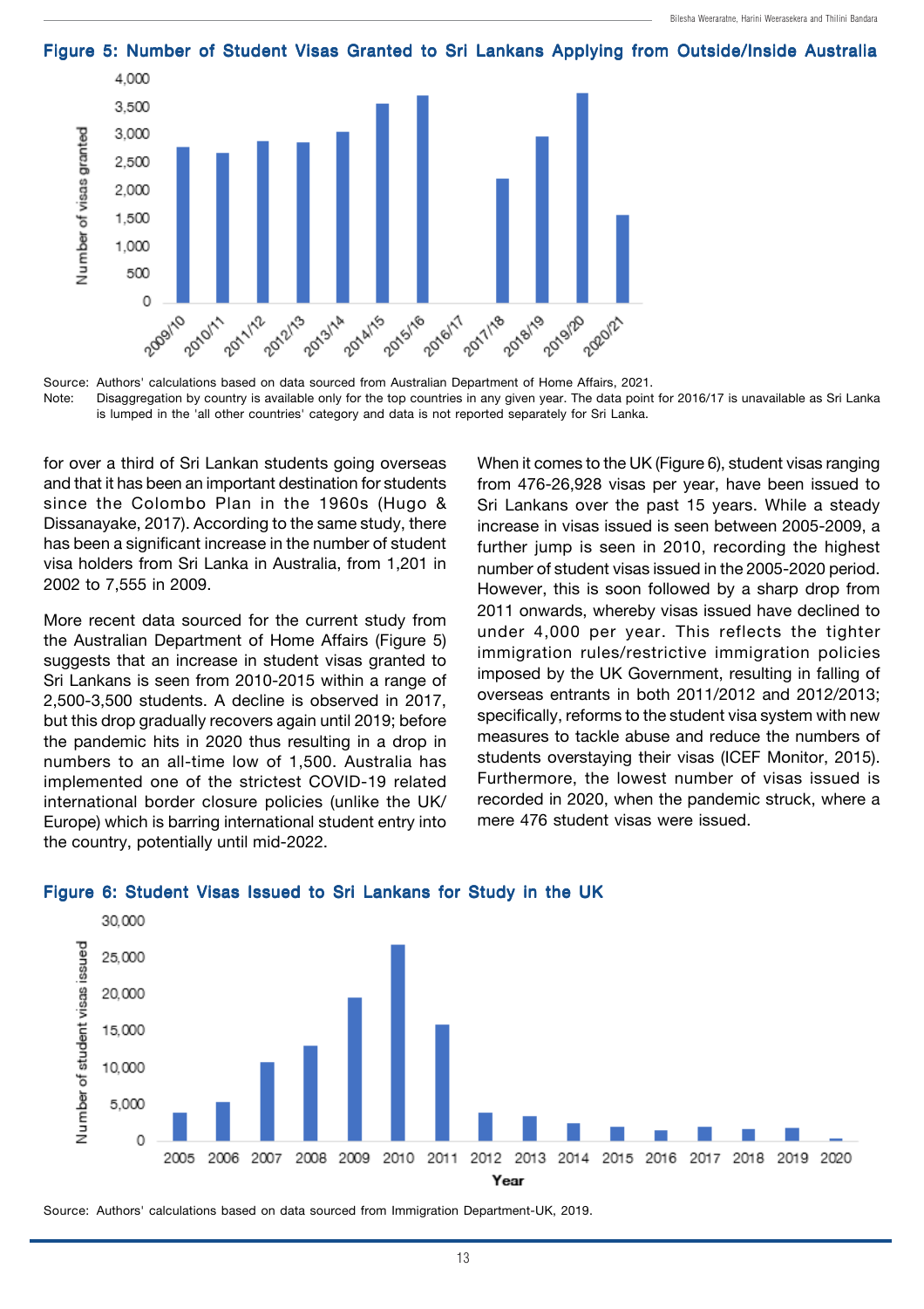**Figure 5: Number of Student Visas Granted to Sri Lankans Applying from Outside/Inside Australia**

Source: Authors' calculations based on data sourced from Australian Department of Home Affairs, 2021.

Note: Disaggregation by country is available only for the top countries in any given year. The data point for 2016/17 is unavailable as Sri Lanka is lumped in the 'all other countries' category and data is not reported separately for Sri Lanka.

for over a third of Sri Lankan students going overseas and that it has been an important destination for students since the Colombo Plan in the 1960s (Hugo & Dissanayake, 2017). According to the same study, there has been a significant increase in the number of student visa holders from Sri Lanka in Australia, from 1,201 in 2002 to 7,555 in 2009.

More recent data sourced for the current study from the Australian Department of Home Affairs (Figure 5) suggests that an increase in student visas granted to Sri Lankans is seen from 2010-2015 within a range of 2,500-3,500 students. A decline is observed in 2017, but this drop gradually recovers again until 2019; before the pandemic hits in 2020 thus resulting in a drop in numbers to an all-time low of 1,500. Australia has implemented one of the strictest COVID-19 related international border closure policies (unlike the UK/ Europe) which is barring international student entry into the country, potentially until mid-2022.

When it comes to the UK (Figure 6), student visas ranging from 476-26,928 visas per year, have been issued to Sri Lankans over the past 15 years. While a steady increase in visas issued is seen between 2005-2009, a further jump is seen in 2010, recording the highest number of student visas issued in the 2005-2020 period. However, this is soon followed by a sharp drop from 2011 onwards, whereby visas issued have declined to under 4,000 per year. This reflects the tighter immigration rules/restrictive immigration policies imposed by the UK Government, resulting in falling of overseas entrants in both 2011/2012 and 2012/2013; specifically, reforms to the student visa system with new measures to tackle abuse and reduce the numbers of students overstaying their visas (ICEF Monitor, 2015). Furthermore, the lowest number of visas issued is recorded in 2020, when the pandemic struck, where a mere 476 student visas were issued.

**Figure 6: Student Visas Issued to Sri Lankans for Study in the UK**

Source: Authors' calculations based on data sourced from Immigration Department-UK, 2019.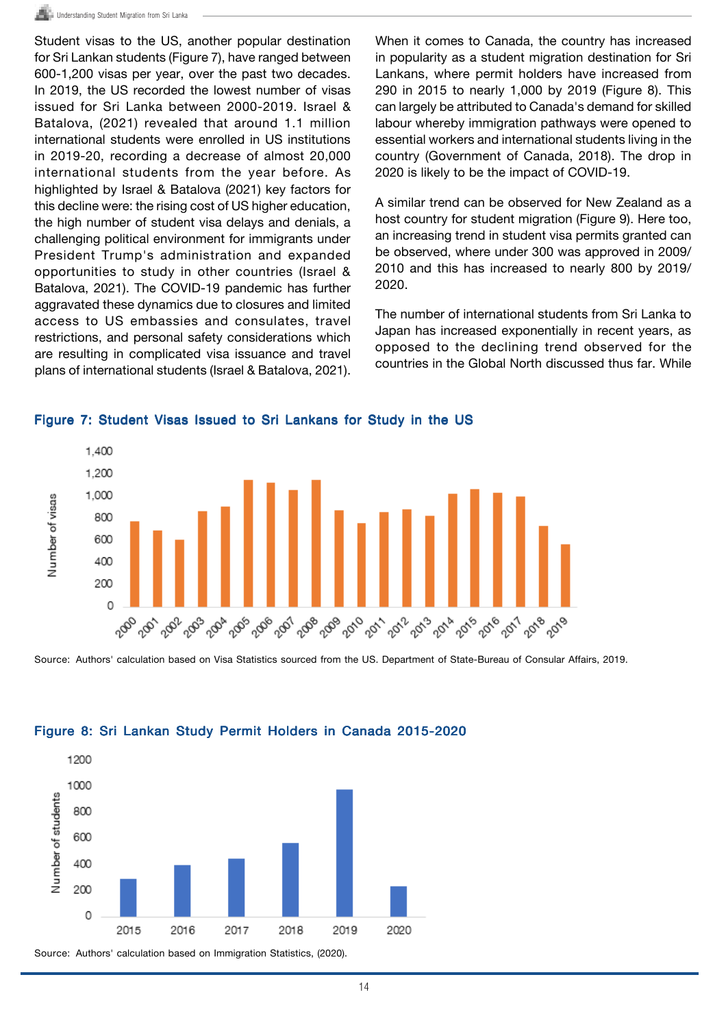Student visas to the US, another popular destination for Sri Lankan students (Figure 7), have ranged between 600-1,200 visas per year, over the past two decades. In 2019, the US recorded the lowest number of visas issued for Sri Lanka between 2000-2019. Israel & Batalova, (2021) revealed that around 1.1 million international students were enrolled in US institutions in 2019-20, recording a decrease of almost 20,000 international students from the year before. As highlighted by Israel & Batalova (2021) key factors for this decline were: the rising cost of US higher education, the high number of student visa delays and denials, a challenging political environment for immigrants under President Trump's administration and expanded opportunities to study in other countries (Israel & Batalova, 2021). The COVID-19 pandemic has further aggravated these dynamics due to closures and limited access to US embassies and consulates, travel restrictions, and personal safety considerations which are resulting in complicated visa issuance and travel plans of international students (Israel & Batalova, 2021).

When it comes to Canada, the country has increased in popularity as a student migration destination for Sri Lankans, where permit holders have increased from 290 in 2015 to nearly 1,000 by 2019 (Figure 8). This can largely be attributed to Canada's demand for skilled labour whereby immigration pathways were opened to essential workers and international students living in the country (Government of Canada, 2018). The drop in 2020 is likely to be the impact of COVID-19.

A similar trend can be observed for New Zealand as a host country for student migration (Figure 9). Here too, an increasing trend in student visa permits granted can be observed, where under 300 was approved in 2009/2010 and this has increased to nearly 800 by 2019/2020.

The number of international students from Sri Lanka to Japan has increased exponentially in recent years, as opposed to the declining trend observed for the countries in the Global North discussed thus far. While

**Figure 7: Student Visas Issued to Sri Lankans for Study in the US**

Source: Authors' calculation based on Visa Statistics sourced from the US. Department of State-Bureau of Consular Affairs, 2019.

**Figure 8: Sri Lankan Study Permit Holders in Canada 2015-2020**

Source: Authors' calculation based on Immigration Statistics, (2020).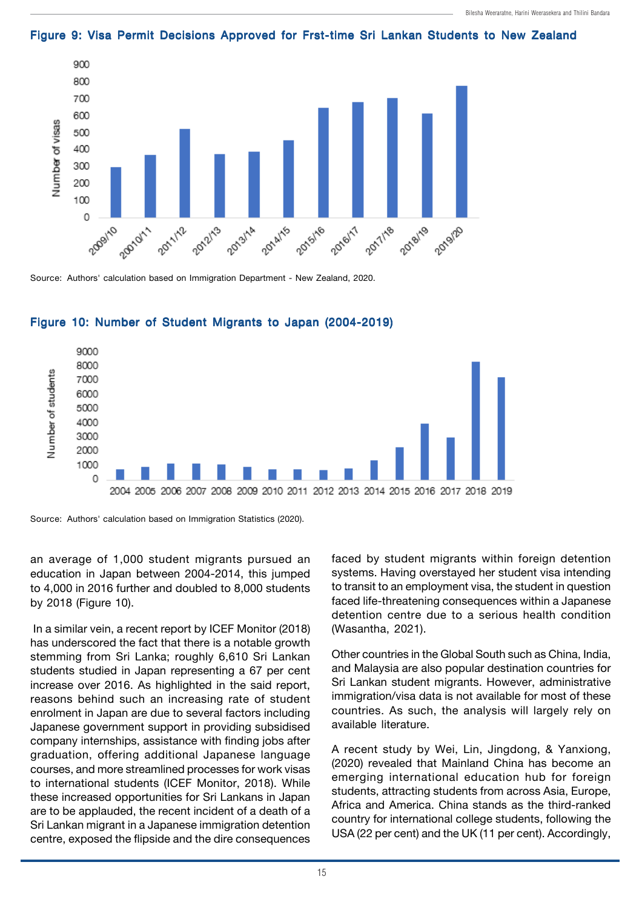**Figure 9: Visa Permit Decisions Approved for Frst-time Sri Lankan Students to New Zealand**

Source: Authors' calculation based on Immigration Department - New Zealand, 2020.

**Figure 10: Number of Student Migrants to Japan (2004-2019)**

Source: Authors' calculation based on Immigration Statistics (2020).

an average of 1,000 student migrants pursued an education in Japan between 2004-2014, this jumped to 4,000 in 2016 further and doubled to 8,000 students by 2018 (Figure 10).

In a similar vein, a recent report by ICEF Monitor (2018) has underscored the fact that there is a notable growth stemming from Sri Lanka; roughly 6,610 Sri Lankan students studied in Japan representing a 67 per cent increase over 2016. As highlighted in the said report, reasons behind such an increasing rate of student enrolment in Japan are due to several factors including Japanese government support in providing subsidised company internships, assistance with finding jobs after graduation, offering additional Japanese language courses, and more streamlined processes for work visas to international students (ICEF Monitor, 2018). While these increased opportunities for Sri Lankans in Japan are to be applauded, the recent incident of a death of a Sri Lankan migrant in a Japanese immigration detention centre, exposed the flipside and the dire consequences faced by student migrants within foreign detention systems. Having overstayed her student visa intending to transit to an employment visa, the student in question faced life-threatening consequences within a Japanese detention centre due to a serious health condition (Wasantha, 2021).

Other countries in the Global South such as China, India, and Malaysia are also popular destination countries for Sri Lankan student migrants. However, administrative immigration/visa data is not available for most of these countries. As such, the analysis will largely rely on available literature.

A recent study by Wei, Lin, Jingdong, & Yanxiong, (2020) revealed that Mainland China has become an emerging international education hub for foreign students, attracting students from across Asia, Europe, Africa and America. China stands as the third-ranked country for international college students, following the USA (22 per cent) and the UK (11 per cent). Accordingly,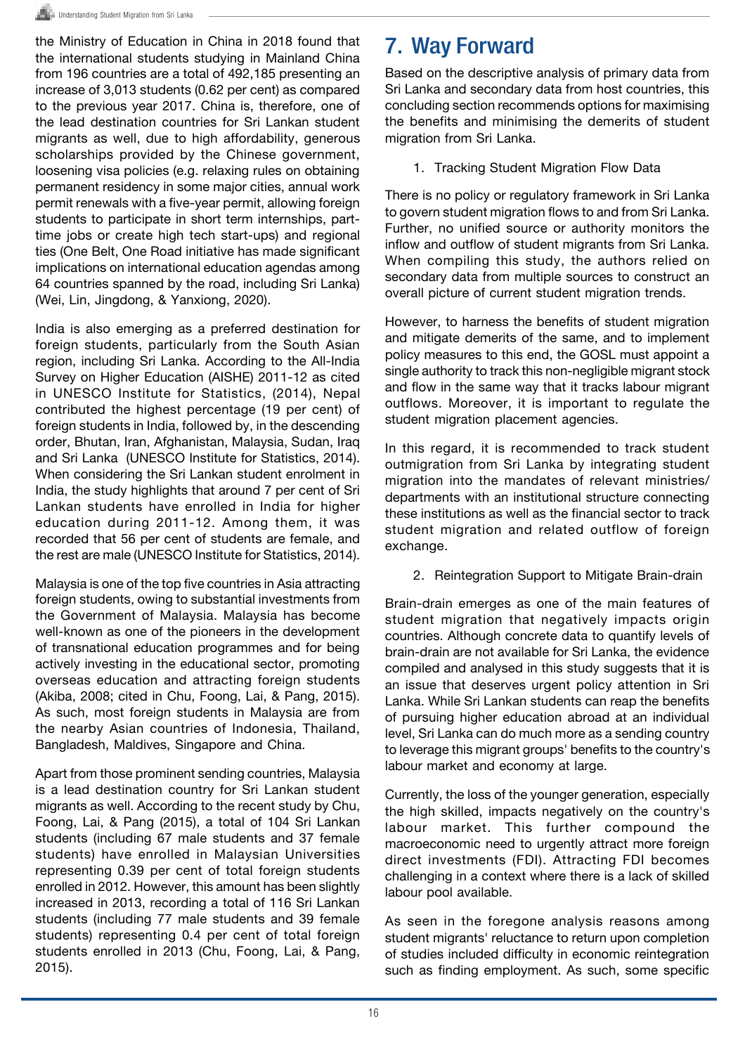the Ministry of Education in China in 2018 found that the international students studying in Mainland China from 196 countries are a total of 492,185 presenting an increase of 3,013 students (0.62 per cent) as compared to the previous year 2017. China is, therefore, one of the lead destination countries for Sri Lankan student migrants as well, due to high affordability, generous scholarships provided by the Chinese government, loosening visa policies (e.g. relaxing rules on obtaining permanent residency in some major cities, annual work permit renewals with a five-year permit, allowing foreign students to participate in short term internships, part-time jobs or create high tech start-ups) and regional ties (One Belt, One Road initiative has made significant implications on international education agendas among 64 countries spanned by the road, including Sri Lanka) (Wei, Lin, Jingdong, & Yanxiong, 2020).

India is also emerging as a preferred destination for foreign students, particularly from the South Asian region, including Sri Lanka. According to the All-India Survey on Higher Education (AISHE) 2011-12 as cited in UNESCO Institute for Statistics, (2014), Nepal contributed the highest percentage (19 per cent) of foreign students in India, followed by, in the descending order, Bhutan, Iran, Afghanistan, Malaysia, Sudan, Iraq and Sri Lanka (UNESCO Institute for Statistics, 2014). When considering the Sri Lankan student enrolment in India, the study highlights that around 7 per cent of Sri Lankan students have enrolled in India for higher education during 2011-12. Among them, it was recorded that 56 per cent of students are female, and the rest are male (UNESCO Institute for Statistics, 2014).

Malaysia is one of the top five countries in Asia attracting foreign students, owing to substantial investments from the Government of Malaysia. Malaysia has become well-known as one of the pioneers in the development of transnational education programmes and for being actively investing in the educational sector, promoting overseas education and attracting foreign students (Akiba, 2008; cited in Chu, Foong, Lai, & Pang, 2015). As such, most foreign students in Malaysia are from the nearby Asian countries of Indonesia, Thailand, Bangladesh, Maldives, Singapore and China.

Apart from those prominent sending countries, Malaysia is a lead destination country for Sri Lankan student migrants as well. According to the recent study by Chu, Foong, Lai, & Pang (2015), a total of 104 Sri Lankan students (including 67 male students and 37 female students) have enrolled in Malaysian Universities representing 0.39 per cent of total foreign students enrolled in 2012. However, this amount has been slightly increased in 2013, recording a total of 116 Sri Lankan students (including 77 male students and 39 female students) representing 0.4 per cent of total foreign students enrolled in 2013 (Chu, Foong, Lai, & Pang, 2015).

# 7. Way Forward

Based on the descriptive analysis of primary data from Sri Lanka and secondary data from host countries, this concluding section recommends options for maximising the benefits and minimising the demerits of student migration from Sri Lanka.

1. Tracking Student Migration Flow Data

There is no policy or regulatory framework in Sri Lanka to govern student migration flows to and from Sri Lanka. Further, no unified source or authority monitors the inflow and outflow of student migrants from Sri Lanka. When compiling this study, the authors relied on secondary data from multiple sources to construct an overall picture of current student migration trends.

However, to harness the benefits of student migration and mitigate demerits of the same, and to implement policy measures to this end, the GOSL must appoint a single authority to track this non-negligible migrant stock and flow in the same way that it tracks labour migrant outflows. Moreover, it is important to regulate the student migration placement agencies.

In this regard, it is recommended to track student outmigration from Sri Lanka by integrating student migration into the mandates of relevant ministries/ departments with an institutional structure connecting these institutions as well as the financial sector to track student migration and related outflow of foreign exchange.

2. Reintegration Support to Mitigate Brain-drain

Brain-drain emerges as one of the main features of student migration that negatively impacts origin countries. Although concrete data to quantify levels of brain-drain are not available for Sri Lanka, the evidence compiled and analysed in this study suggests that it is an issue that deserves urgent policy attention in Sri Lanka. While Sri Lankan students can reap the benefits of pursuing higher education abroad at an individual level, Sri Lanka can do much more as a sending country to leverage this migrant groups' benefits to the country's labour market and economy at large.

Currently, the loss of the younger generation, especially the high skilled, impacts negatively on the country's labour market. This further compound the macroeconomic need to urgently attract more foreign direct investments (FDI). Attracting FDI becomes challenging in a context where there is a lack of skilled labour pool available.

As seen in the foregone analysis reasons among student migrants' reluctance to return upon completion of studies included difficulty in economic reintegration such as finding employment. As such, some specific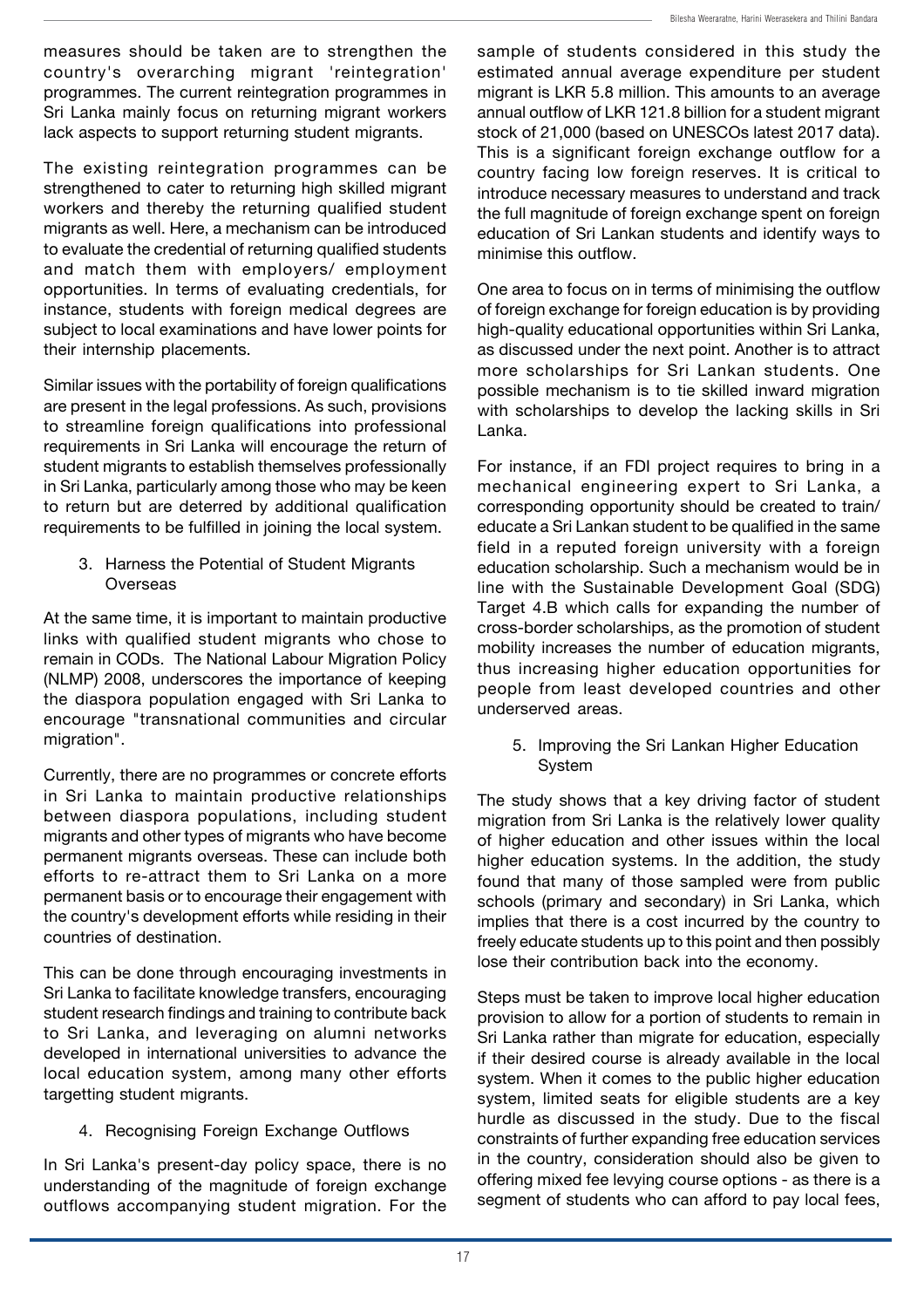measures should be taken are to strengthen the country's overarching migrant 'reintegration' programmes. The current reintegration programmes in Sri Lanka mainly focus on returning migrant workers lack aspects to support returning student migrants.

The existing reintegration programmes can be strengthened to cater to returning high skilled migrant workers and thereby the returning qualified student migrants as well. Here, a mechanism can be introduced to evaluate the credential of returning qualified students and match them with employers/ employment opportunities. In terms of evaluating credentials, for instance, students with foreign medical degrees are subject to local examinations and have lower points for their internship placements.

Similar issues with the portability of foreign qualifications are present in the legal professions. As such, provisions to streamline foreign qualifications into professional requirements in Sri Lanka will encourage the return of student migrants to establish themselves professionally in Sri Lanka, particularly among those who may be keen to return but are deterred by additional qualification requirements to be fulfilled in joining the local system.

3. Harness the Potential of Student Migrants Overseas

At the same time, it is important to maintain productive links with qualified student migrants who chose to remain in CODs. The National Labour Migration Policy (NLMP) 2008, underscores the importance of keeping the diaspora population engaged with Sri Lanka to encourage "transnational communities and circular migration".

Currently, there are no programmes or concrete efforts in Sri Lanka to maintain productive relationships between diaspora populations, including student migrants and other types of migrants who have become permanent migrants overseas. These can include both efforts to re-attract them to Sri Lanka on a more permanent basis or to encourage their engagement with the country's development efforts while residing in their countries of destination.

This can be done through encouraging investments in Sri Lanka to facilitate knowledge transfers, encouraging student research findings and training to contribute back to Sri Lanka, and leveraging on alumni networks developed in international universities to advance the local education system, among many other efforts targetting student migrants.

4. Recognising Foreign Exchange Outflows

In Sri Lanka's present-day policy space, there is no understanding of the magnitude of foreign exchange outflows accompanying student migration. For the sample of students considered in this study the estimated annual average expenditure per student migrant is LKR 5.8 million. This amounts to an average annual outflow of LKR 121.8 billion for a student migrant stock of 21,000 (based on UNESCOs latest 2017 data). This is a significant foreign exchange outflow for a country facing low foreign reserves. It is critical to introduce necessary measures to understand and track the full magnitude of foreign exchange spent on foreign education of Sri Lankan students and identify ways to minimise this outflow.

One area to focus on in terms of minimising the outflow of foreign exchange for foreign education is by providing high-quality educational opportunities within Sri Lanka, as discussed under the next point. Another is to attract more scholarships for Sri Lankan students. One possible mechanism is to tie skilled inward migration with scholarships to develop the lacking skills in Sri Lanka.

For instance, if an FDI project requires to bring in a mechanical engineering expert to Sri Lanka, a corresponding opportunity should be created to train/ educate a Sri Lankan student to be qualified in the same field in a reputed foreign university with a foreign education scholarship. Such a mechanism would be in line with the Sustainable Development Goal (SDG) Target 4.B which calls for expanding the number of cross-border scholarships, as the promotion of student mobility increases the number of education migrants, thus increasing higher education opportunities for people from least developed countries and other underserved areas.

5. Improving the Sri Lankan Higher Education System

The study shows that a key driving factor of student migration from Sri Lanka is the relatively lower quality of higher education and other issues within the local higher education systems. In the addition, the study found that many of those sampled were from public schools (primary and secondary) in Sri Lanka, which implies that there is a cost incurred by the country to freely educate students up to this point and then possibly lose their contribution back into the economy.

Steps must be taken to improve local higher education provision to allow for a portion of students to remain in Sri Lanka rather than migrate for education, especially if their desired course is already available in the local system. When it comes to the public higher education system, limited seats for eligible students are a key hurdle as discussed in the study. Due to the fiscal constraints of further expanding free education services in the country, consideration should also be given to offering mixed fee levying course options - as there is a segment of students who can afford to pay local fees,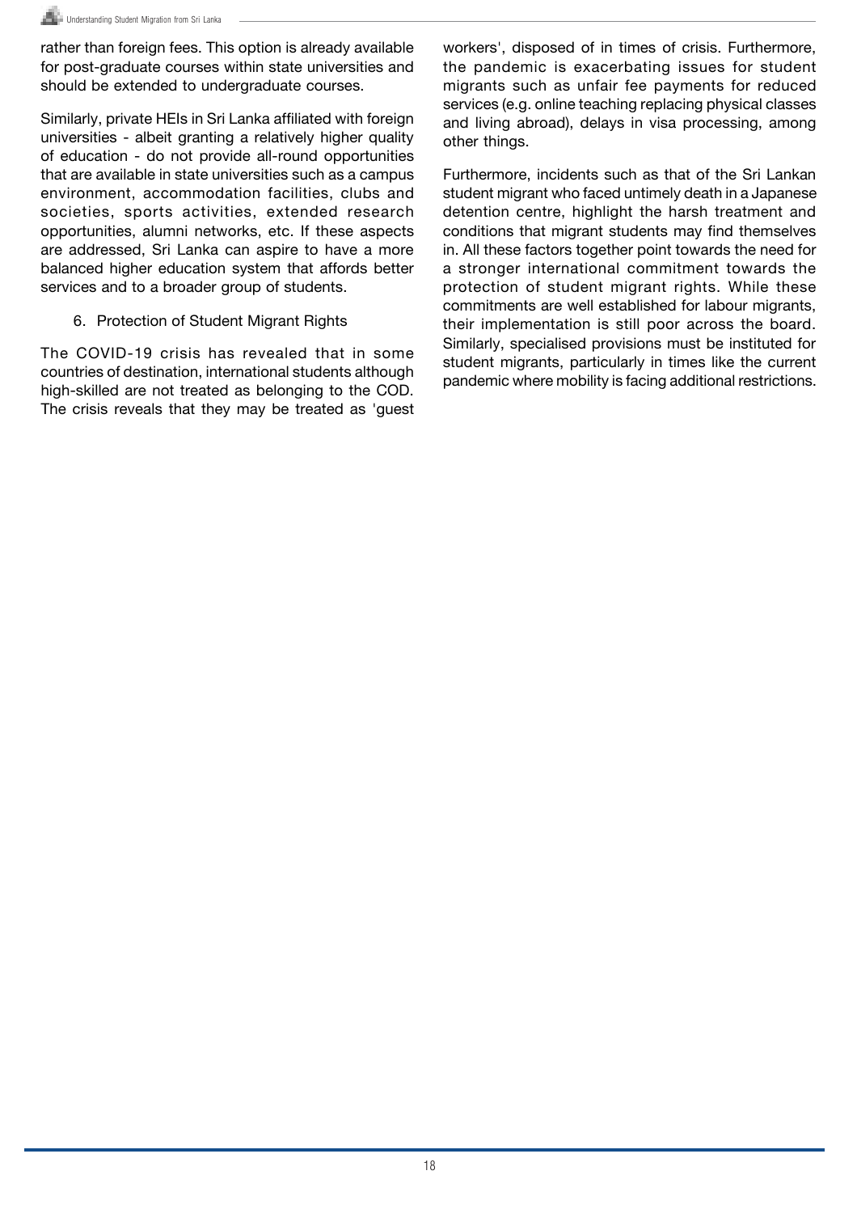rather than foreign fees. This option is already available for post-graduate courses within state universities and should be extended to undergraduate courses.

Similarly, private HEIs in Sri Lanka affiliated with foreign universities - albeit granting a relatively higher quality of education - do not provide all-round opportunities that are available in state universities such as a campus environment, accommodation facilities, clubs and societies, sports activities, extended research opportunities, alumni networks, etc. If these aspects are addressed, Sri Lanka can aspire to have a more balanced higher education system that affords better services and to a broader group of students.

6. Protection of Student Migrant Rights

The COVID-19 crisis has revealed that in some countries of destination, international students although high-skilled are not treated as belonging to the COD. The crisis reveals that they may be treated as 'guest workers', disposed of in times of crisis. Furthermore, the pandemic is exacerbating issues for student migrants such as unfair fee payments for reduced services (e.g. online teaching replacing physical classes and living abroad), delays in visa processing, among other things.

Furthermore, incidents such as that of the Sri Lankan student migrant who faced untimely death in a Japanese detention centre, highlight the harsh treatment and conditions that migrant students may find themselves in. All these factors together point towards the need for a stronger international commitment towards the protection of student migrant rights. While these commitments are well established for labour migrants, their implementation is still poor across the board. Similarly, specialised provisions must be instituted for student migrants, particularly in times like the current pandemic where mobility is facing additional restrictions.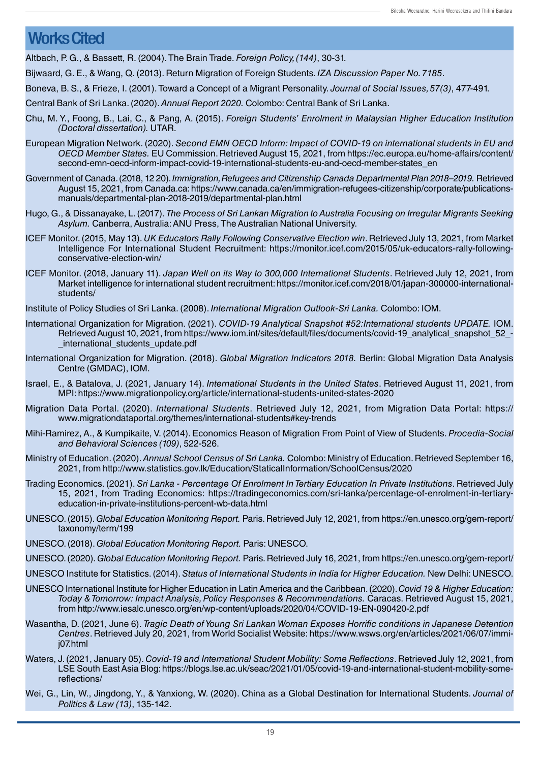# Works Cited

Altbach, P. G., & Bassett, R. (2004). The Brain Trade. *Foreign Policy, (144)*, 30-31.

Bijwaard, G. E., & Wang, Q. (2013). Return Migration of Foreign Students. *IZA Discussion Paper No. 7185*.

Boneva, B. S., & Frieze, I. (2001). Toward a Concept of a Migrant Personality. *Journal of Social Issues, 57(3)*, 477-491.

Central Bank of Sri Lanka. (2020). *Annual Report 2020.* Colombo: Central Bank of Sri Lanka.

Chu, M. Y., Foong, B., Lai, C., & Pang, A. (2015). *Foreign Students' Enrolment in Malaysian Higher Education Institution (Doctoral dissertation).* UTAR.

European Migration Network. (2020). *Second EMN OECD Inform: Impact of COVID-19 on international students in EU and OECD Member States.* EU Commission. Retrieved August 15, 2021, from https://ec.europa.eu/home-affairs/content/second-emn-oecd-inform-impact-covid-19-international-students-eu-and-oecd-member-states_en

Government of Canada. (2018, 12 20). *Immigration, Refugees and Citizenship Canada Departmental Plan 2018–2019.* Retrieved August 15, 2021, from Canada.ca: https://www.canada.ca/en/immigration-refugees-citizenship/corporate/publications-manuals/departmental-plan-2018-2019/departmental-plan.html

Hugo, G., & Dissanayake, L. (2017). *The Process of Sri Lankan Migration to Australia Focusing on Irregular Migrants Seeking Asylum.* Canberra, Australia: ANU Press, The Australian National University.

ICEF Monitor. (2015, May 13). *UK Educators Rally Following Conservative Election win*. Retrieved July 13, 2021, from Market Intelligence For International Student Recruitment: https://monitor.icef.com/2015/05/uk-educators-rally-following-conservative-election-win/

ICEF Monitor. (2018, January 11). *Japan Well on its Way to 300,000 International Students*. Retrieved July 12, 2021, from Market intelligence for international student recruitment: https://monitor.icef.com/2018/01/japan-300000-international-students/

Institute of Policy Studies of Sri Lanka. (2008). *International Migration Outlook-Sri Lanka.* Colombo: IOM.

International Organization for Migration. (2021). *COVID-19 Analytical Snapshot #52:International students UPDATE.* IOM. Retrieved August 10, 2021, from https://www.iom.int/sites/default/files/documents/covid-19_analytical_snapshot_52_-_international_students_update.pdf

International Organization for Migration. (2018). *Global Migration Indicators 2018.* Berlin: Global Migration Data Analysis Centre (GMDAC), IOM.

Israel, E., & Batalova, J. (2021, January 14). *International Students in the United States*. Retrieved August 11, 2021, from MPI: https://www.migrationpolicy.org/article/international-students-united-states-2020

Migration Data Portal. (2020). *International Students*. Retrieved July 12, 2021, from Migration Data Portal: https://www.migrationdataportal.org/themes/international-students#key-trends

Mihi-Ramirez, A., & Kumpikaite, V. (2014). Economics Reason of Migration From Point of View of Students. *Procedia-Social and Behavioral Sciences (109)*, 522-526.

Ministry of Education. (2020). *Annual School Census of Sri Lanka.* Colombo: Ministry of Education. Retrieved September 16, 2021, from http://www.statistics.gov.lk/Education/StaticalInformation/SchoolCensus/2020

Trading Economics. (2021). *Sri Lanka - Percentage Of Enrolment In Tertiary Education In Private Institutions*. Retrieved July 15, 2021, from Trading Economics: https://tradingeconomics.com/sri-lanka/percentage-of-enrolment-in-tertiary-education-in-private-institutions-percent-wb-data.html

UNESCO. (2015). *Global Education Monitoring Report.* Paris. Retrieved July 12, 2021, from https://en.unesco.org/gem-report/taxonomy/term/199

UNESCO. (2018). *Global Education Monitoring Report.* Paris: UNESCO.

UNESCO. (2020). *Global Education Monitoring Report.* Paris. Retrieved July 16, 2021, from https://en.unesco.org/gem-report/

UNESCO Institute for Statistics. (2014). *Status of International Students in India for Higher Education.* New Delhi: UNESCO.

UNESCO International Institute for Higher Education in Latin America and the Caribbean. (2020). *Covid 19 & Higher Education: Today & Tomorrow: Impact Analysis, Policy Responses & Recommendations.* Caracas. Retrieved August 15, 2021, from http://www.iesalc.unesco.org/en/wp-content/uploads/2020/04/COVID-19-EN-090420-2.pdf

Wasantha, D. (2021, June 6). *Tragic Death of Young Sri Lankan Woman Exposes Horrific conditions in Japanese Detention Centres*. Retrieved July 20, 2021, from World Socialist Website: https://www.wsws.org/en/articles/2021/06/07/immi-j07.html

Waters, J. (2021, January 05). *Covid-19 and International Student Mobility: Some Reflections*. Retrieved July 12, 2021, from LSE South East Asia Blog: https://blogs.lse.ac.uk/seac/2021/01/05/covid-19-and-international-student-mobility-some-reflections/

Wei, G., Lin, W., Jingdong, Y., & Yanxiong, W. (2020). China as a Global Destination for International Students. *Journal of Politics & Law (13)*, 135-142.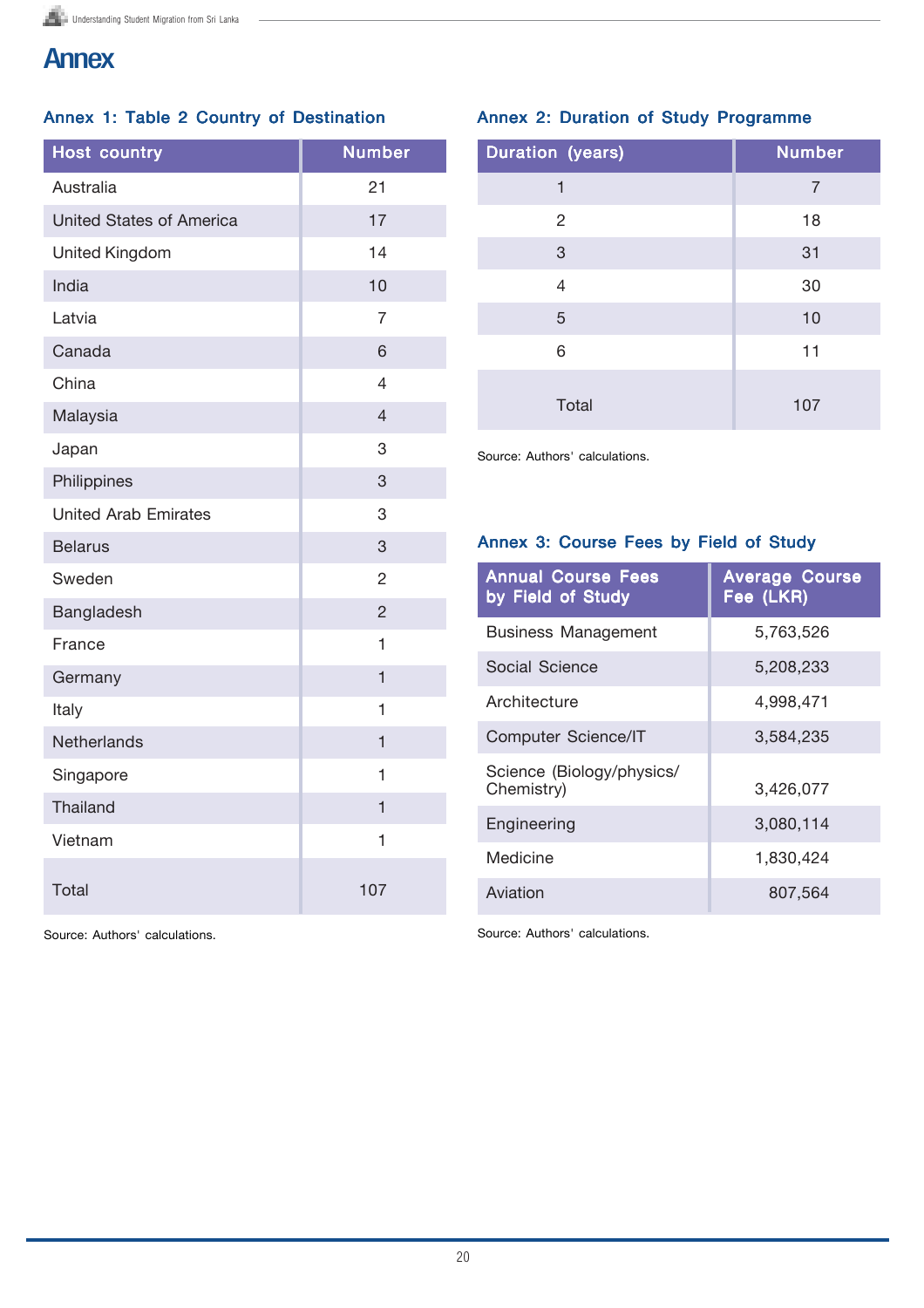# Annex

### Annex 1: Table 2 Country of Destination

| Host country | Number |
|---|---|
| Australia | 21 |
| United States of America | 17 |
| United Kingdom | 14 |
| India | 10 |
| Latvia | 7 |
| Canada | 6 |
| China | 4 |
| Malaysia | 4 |
| Japan | 3 |
| Philippines | 3 |
| United Arab Emirates | 3 |
| Belarus | 3 |
| Sweden | 2 |
| Bangladesh | 2 |
| France | 1 |
| Germany | 1 |
| Italy | 1 |
| Netherlands | 1 |
| Singapore | 1 |
| Thailand | 1 |
| Vietnam | 1 |
| Total | 107 |

Source: Authors' calculations.

### Annex 2: Duration of Study Programme

| Duration (years) | Number |
|---|---|
| 1 | 7 |
| 2 | 18 |
| 3 | 31 |
| 4 | 30 |
| 5 | 10 |
| 6 | 11 |
| Total | 107 |

Source: Authors' calculations.

### Annex 3: Course Fees by Field of Study

| Annual Course Fees by Field of Study | Average Course Fee (LKR) |
|---|---|
| Business Management | 5,763,526 |
| Social Science | 5,208,233 |
| Architecture | 4,998,471 |
| Computer Science/IT | 3,584,235 |
| Science (Biology/physics/ Chemistry) | 3,426,077 |
| Engineering | 3,080,114 |
| Medicine | 1,830,424 |
| Aviation | 807,564 |

Source: Authors' calculations.